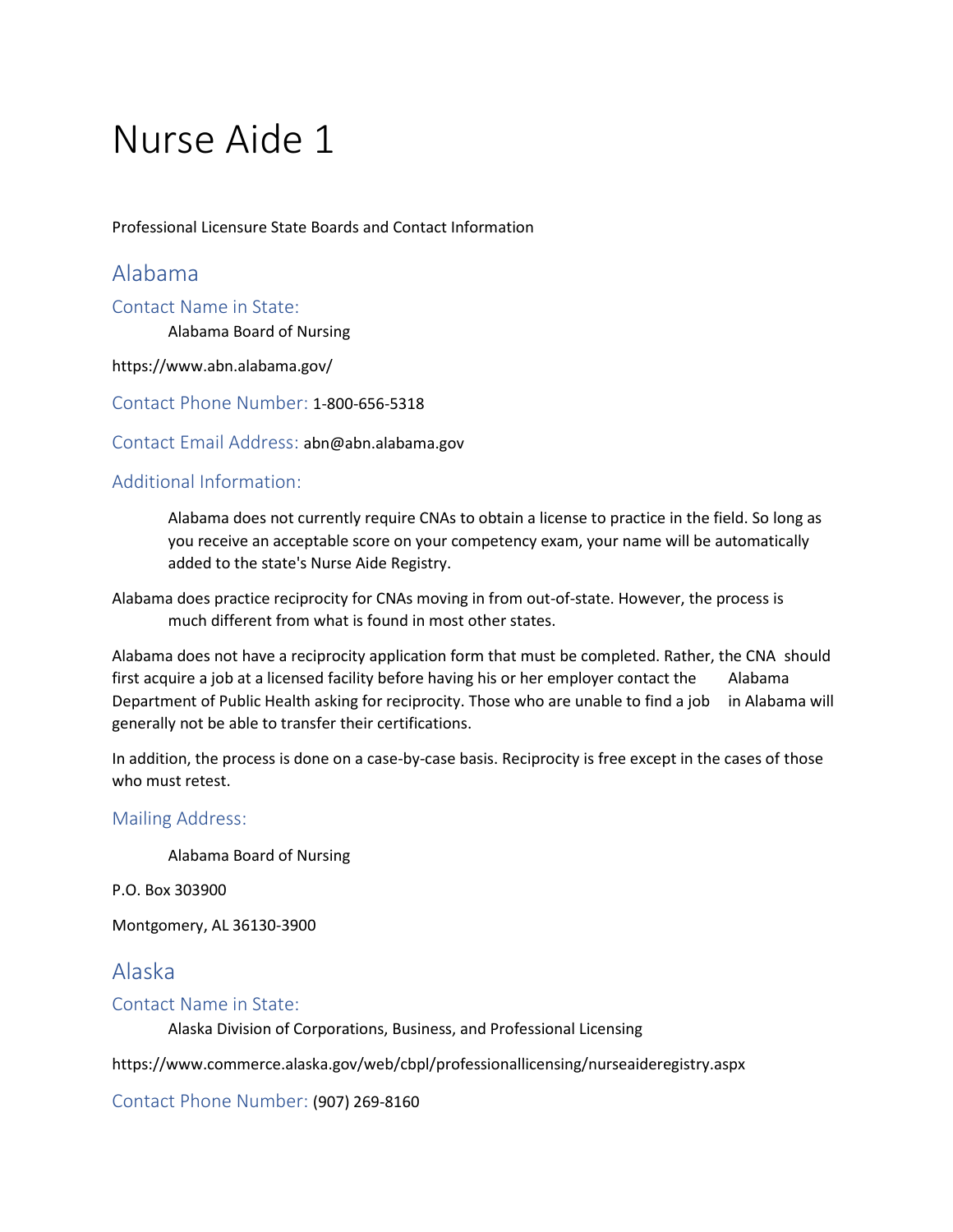# Nurse Aide 1

Professional Licensure State Boards and Contact Information

## Alabama

### Contact Name in State:

Alabama Board of Nursing

https://www.abn.alabama.gov/

### Contact Phone Number: 1-800-656-5318

### Contact Email Address: abn@abn.alabama.gov

### Additional Information:

Alabama does not currently require CNAs to obtain a license to practice in the field. So long as you receive an acceptable score on your competency exam, your name will be automatically added to the state's Nurse Aide Registry.

Alabama does practice reciprocity for CNAs moving in from out-of-state. However, the process is much different from what is found in most other states.

Alabama does not have a reciprocity application form that must be completed. Rather, the CNA should first acquire a job at a licensed facility before having his or her employer contact the Alabama Department of Public Health asking for reciprocity. Those who are unable to find a job in Alabama will generally not be able to transfer their certifications.

In addition, the process is done on a case-by-case basis. Reciprocity is free except in the cases of those who must retest.

### Mailing Address:

Alabama Board of Nursing

P.O. Box 303900

Montgomery, AL 36130-3900

## Alaska

### Contact Name in State:

Alaska Division of Corporations, Business, and Professional Licensing

https://www.commerce.alaska.gov/web/cbpl/professionallicensing/nurseaideregistry.aspx

### Contact Phone Number: (907) 269-8160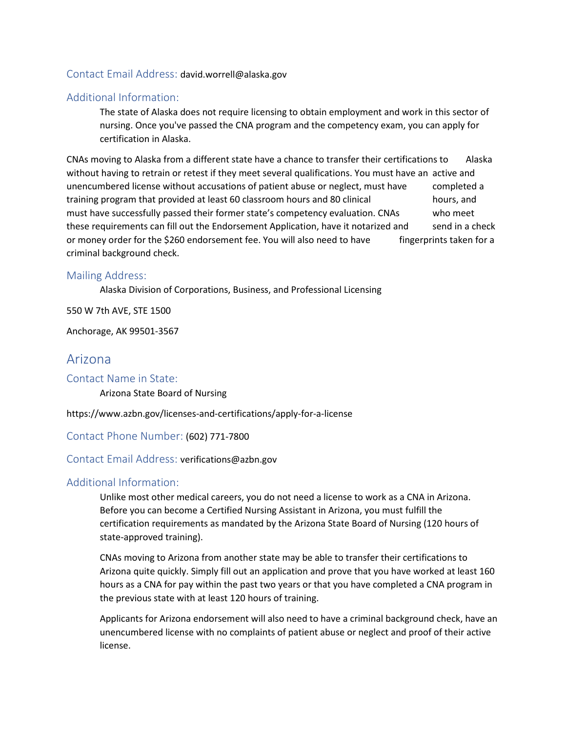### Contact Email Address: david.worrell@alaska.gov

### Additional Information:

The state of Alaska does not require licensing to obtain employment and work in this sector of nursing. Once you've passed the CNA program and the competency exam, you can apply for certification in Alaska.

CNAs moving to Alaska from a different state have a chance to transfer their certifications to Alaska without having to retrain or retest if they meet several qualifications. You must have an active and unencumbered license without accusations of patient abuse or neglect, must have completed a training program that provided at least 60 classroom hours and 80 clinical hours, and must have successfully passed their former state's competency evaluation. CNAs who meet these requirements can fill out the Endorsement Application, have it notarized and send in a check or money order for the $260 endorsement fee. You will also need to have fingerprints taken for a criminal background check.

### Mailing Address:

Alaska Division of Corporations, Business, and Professional Licensing

550 W 7th AVE, STE 1500

Anchorage, AK 99501-3567

## Arizona

### Contact Name in State:

Arizona State Board of Nursing

https://www.azbn.gov/licenses-and-certifications/apply-for-a-license

### Contact Phone Number: (602) 771-7800

### Contact Email Address: verifications@azbn.gov

### Additional Information:

Unlike most other medical careers, you do not need a license to work as a CNA in Arizona. Before you can become a Certified Nursing Assistant in Arizona, you must fulfill the certification requirements as mandated by the Arizona State Board of Nursing (120 hours of state-approved training).

CNAs moving to Arizona from another state may be able to transfer their certifications to Arizona quite quickly. Simply fill out an application and prove that you have worked at least 160 hours as a CNA for pay within the past two years or that you have completed a CNA program in the previous state with at least 120 hours of training.

Applicants for Arizona endorsement will also need to have a criminal background check, have an unencumbered license with no complaints of patient abuse or neglect and proof of their active license.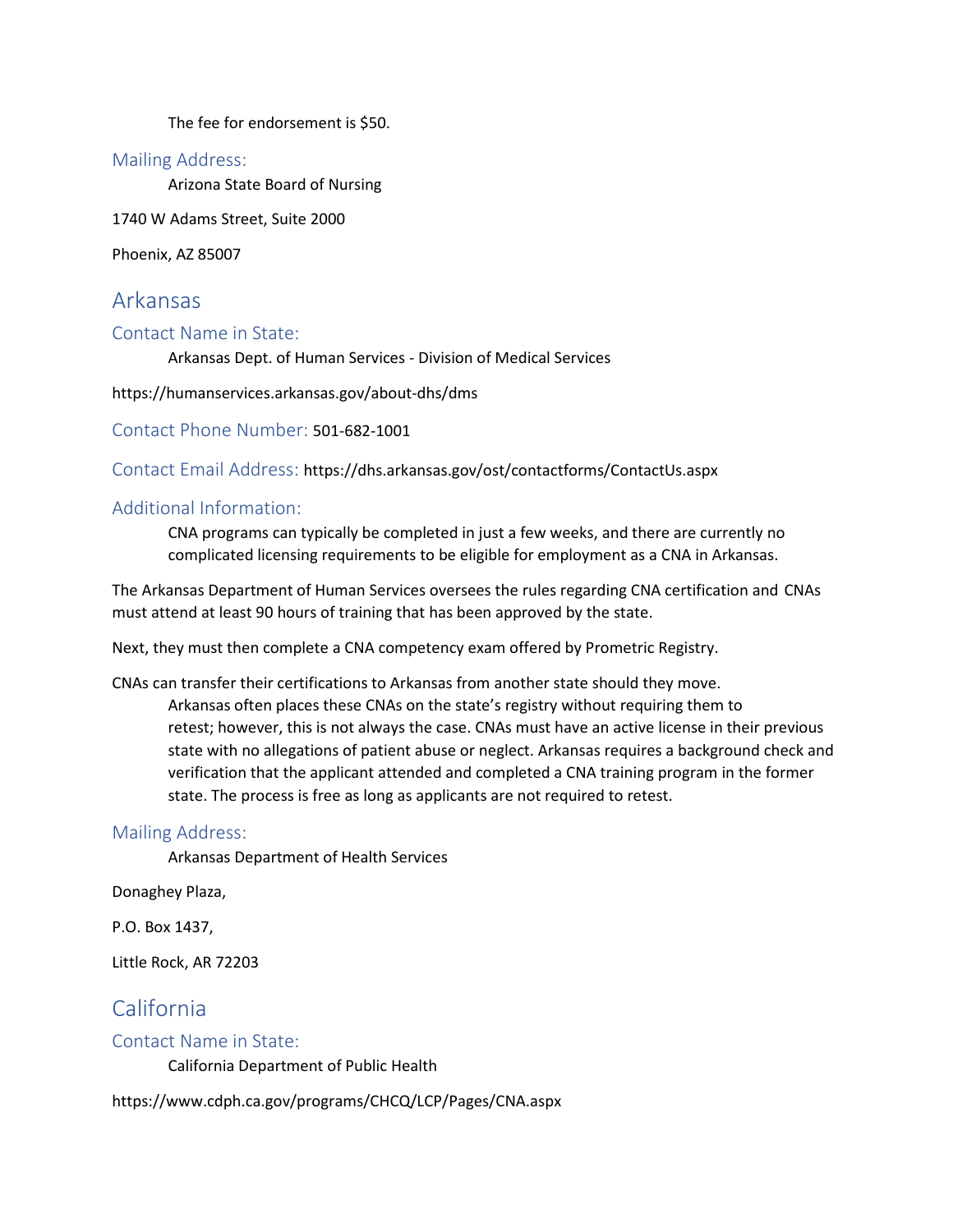The fee for endorsement is $50.

### Mailing Address:

Arizona State Board of Nursing

1740 W Adams Street, Suite 2000

Phoenix, AZ 85007

## Arkansas

### Contact Name in State:

Arkansas Dept. of Human Services - Division of Medical Services

https://humanservices.arkansas.gov/about-dhs/dms

### Contact Phone Number: 501-682-1001

### Contact Email Address: https://dhs.arkansas.gov/ost/contactforms/ContactUs.aspx

### Additional Information:

CNA programs can typically be completed in just a few weeks, and there are currently no complicated licensing requirements to be eligible for employment as a CNA in Arkansas.

The Arkansas Department of Human Services oversees the rules regarding CNA certification and CNAs must attend at least 90 hours of training that has been approved by the state.

Next, they must then complete a CNA competency exam offered by Prometric Registry.

CNAs can transfer their certifications to Arkansas from another state should they move. Arkansas often places these CNAs on the state's registry without requiring them to retest; however, this is not always the case. CNAs must have an active license in their previous state with no allegations of patient abuse or neglect. Arkansas requires a background check and verification that the applicant attended and completed a CNA training program in the former state. The process is free as long as applicants are not required to retest.

### Mailing Address:

Arkansas Department of Health Services

Donaghey Plaza,

P.O. Box 1437,

Little Rock, AR 72203

## California

### Contact Name in State:

California Department of Public Health

https://www.cdph.ca.gov/programs/CHCQ/LCP/Pages/CNA.aspx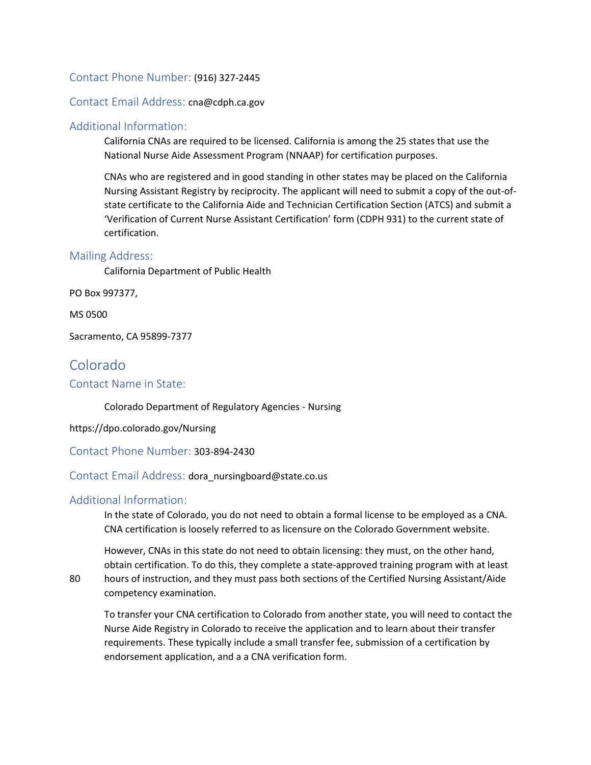Contact Phone Number: (916) 327-2445

Contact Email Address: cna@cdph.ca.gov

### Additional Information:

California CNAs are required to be licensed. California is among the 25 states that use the National Nurse Aide Assessment Program (NNAAP) for certification purposes.

CNAs who are registered and in good standing in other states may be placed on the California Nursing Assistant Registry by reciprocity. The applicant will need to submit a copy of the out-of-state certificate to the California Aide and Technician Certification Section (ATCS) and submit a 'Verification of Current Nurse Assistant Certification' form (CDPH 931) to the current state of certification.

### Mailing Address:

California Department of Public Health

PO Box 997377,

MS 0500

Sacramento, CA 95899-7377

## Colorado

### Contact Name in State:

Colorado Department of Regulatory Agencies - Nursing

https://dpo.colorado.gov/Nursing

Contact Phone Number: 303-894-2430

Contact Email Address: dora_nursingboard@state.co.us

### Additional Information:

In the state of Colorado, you do not need to obtain a formal license to be employed as a CNA. CNA certification is loosely referred to as licensure on the Colorado Government website.

However, CNAs in this state do not need to obtain licensing: they must, on the other hand, obtain certification. To do this, they complete a state-approved training program with at least 80 hours of instruction, and they must pass both sections of the Certified Nursing Assistant/Aide competency examination.

To transfer your CNA certification to Colorado from another state, you will need to contact the Nurse Aide Registry in Colorado to receive the application and to learn about their transfer requirements. These typically include a small transfer fee, submission of a certification by endorsement application, and a a CNA verification form.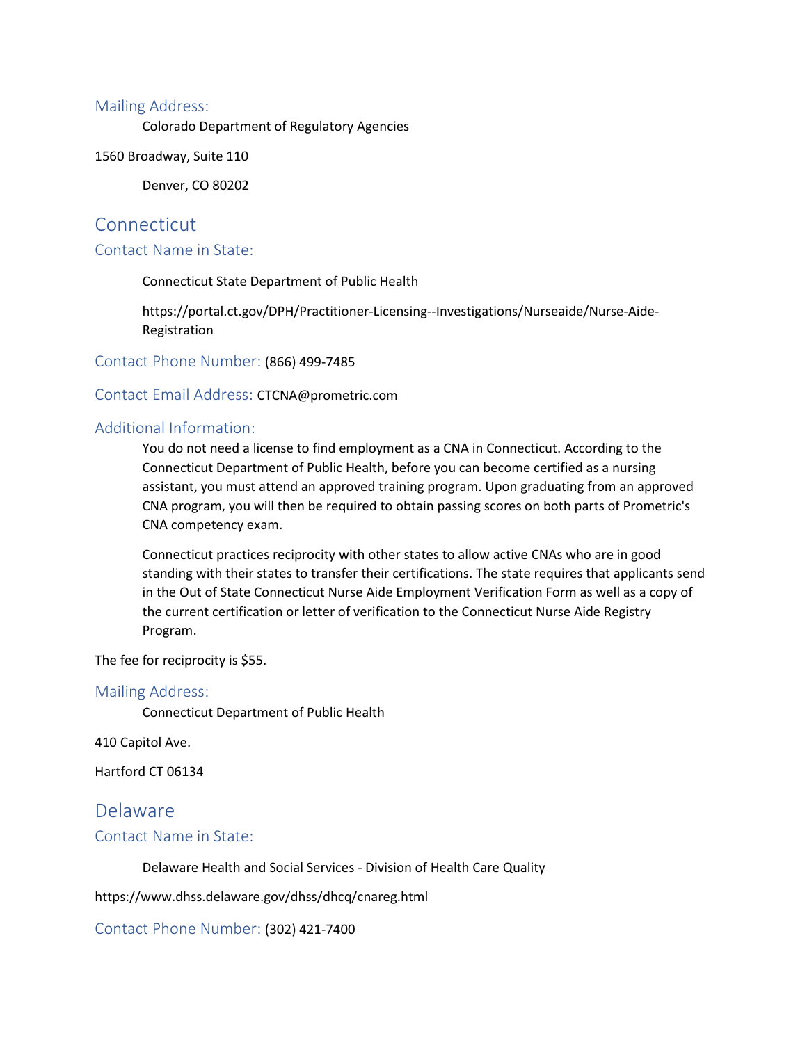### Mailing Address:

Colorado Department of Regulatory Agencies

1560 Broadway, Suite 110

Denver, CO 80202

## Connecticut

### Contact Name in State:

Connecticut State Department of Public Health

https://portal.ct.gov/DPH/Practitioner-Licensing--Investigations/Nurseaide/Nurse-Aide-Registration

### Contact Phone Number: (866) 499-7485

### Contact Email Address: CTCNA@prometric.com

### Additional Information:

You do not need a license to find employment as a CNA in Connecticut. According to the Connecticut Department of Public Health, before you can become certified as a nursing assistant, you must attend an approved training program. Upon graduating from an approved CNA program, you will then be required to obtain passing scores on both parts of Prometric's CNA competency exam.

Connecticut practices reciprocity with other states to allow active CNAs who are in good standing with their states to transfer their certifications. The state requires that applicants send in the Out of State Connecticut Nurse Aide Employment Verification Form as well as a copy of the current certification or letter of verification to the Connecticut Nurse Aide Registry Program.

The fee for reciprocity is $55.

### Mailing Address:

Connecticut Department of Public Health

410 Capitol Ave.

Hartford CT 06134

## Delaware

### Contact Name in State:

Delaware Health and Social Services - Division of Health Care Quality

https://www.dhss.delaware.gov/dhss/dhcq/cnareg.html

### Contact Phone Number: (302) 421-7400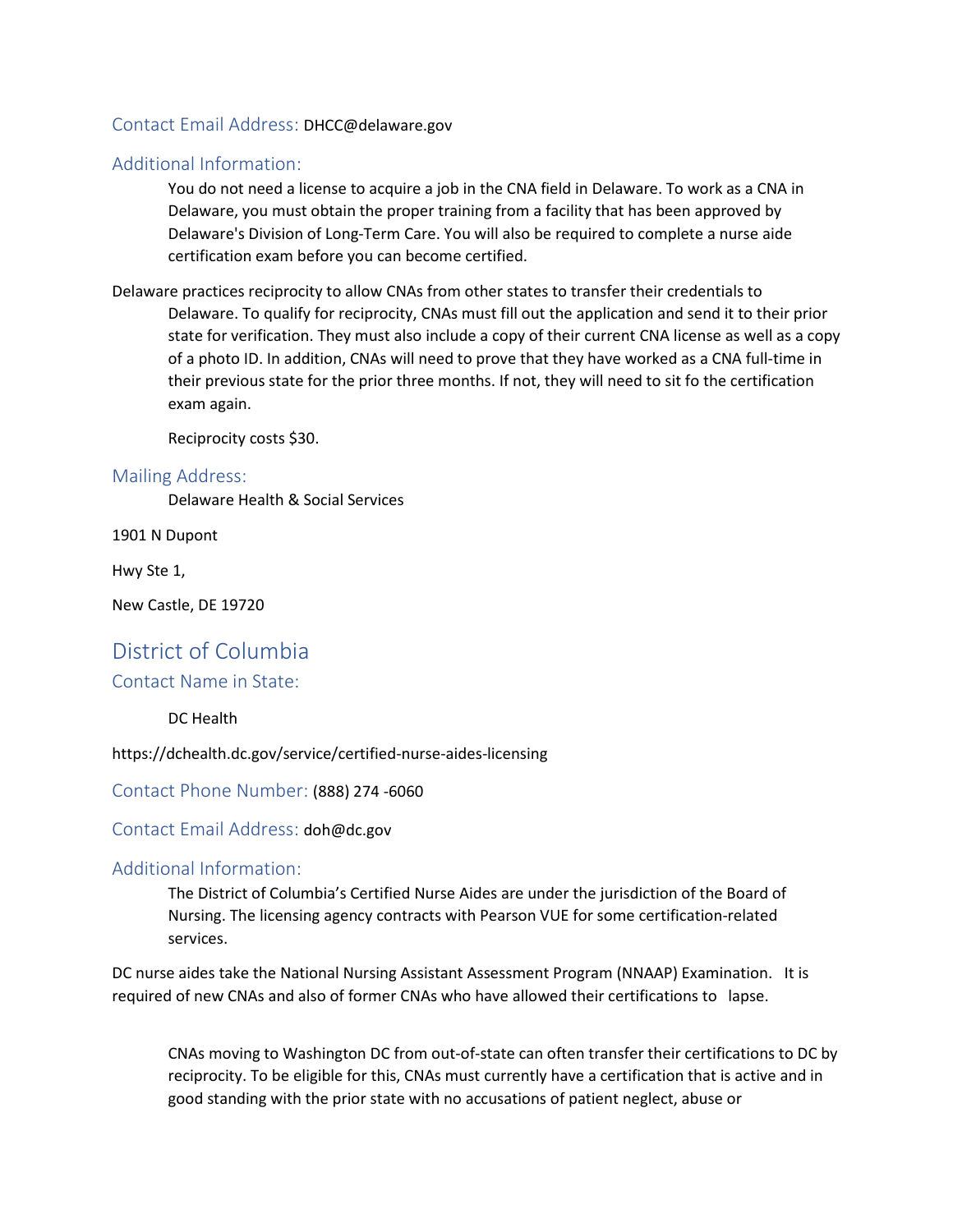### Contact Email Address: DHCC@delaware.gov

### Additional Information:

You do not need a license to acquire a job in the CNA field in Delaware. To work as a CNA in Delaware, you must obtain the proper training from a facility that has been approved by Delaware's Division of Long-Term Care. You will also be required to complete a nurse aide certification exam before you can become certified.

Delaware practices reciprocity to allow CNAs from other states to transfer their credentials to Delaware. To qualify for reciprocity, CNAs must fill out the application and send it to their prior state for verification. They must also include a copy of their current CNA license as well as a copy of a photo ID. In addition, CNAs will need to prove that they have worked as a CNA full-time in their previous state for the prior three months. If not, they will need to sit fo the certification exam again.

Reciprocity costs $30.

### Mailing Address:

Delaware Health & Social Services

1901 N Dupont

Hwy Ste 1,

New Castle, DE 19720

## District of Columbia

### Contact Name in State:

DC Health

https://dchealth.dc.gov/service/certified-nurse-aides-licensing

### Contact Phone Number: (888) 274 -6060

### Contact Email Address: doh@dc.gov

### Additional Information:

The District of Columbia's Certified Nurse Aides are under the jurisdiction of the Board of Nursing. The licensing agency contracts with Pearson VUE for some certification-related services.

DC nurse aides take the National Nursing Assistant Assessment Program (NNAAP) Examination. It is required of new CNAs and also of former CNAs who have allowed their certifications to lapse.

CNAs moving to Washington DC from out-of-state can often transfer their certifications to DC by reciprocity. To be eligible for this, CNAs must currently have a certification that is active and in good standing with the prior state with no accusations of patient neglect, abuse or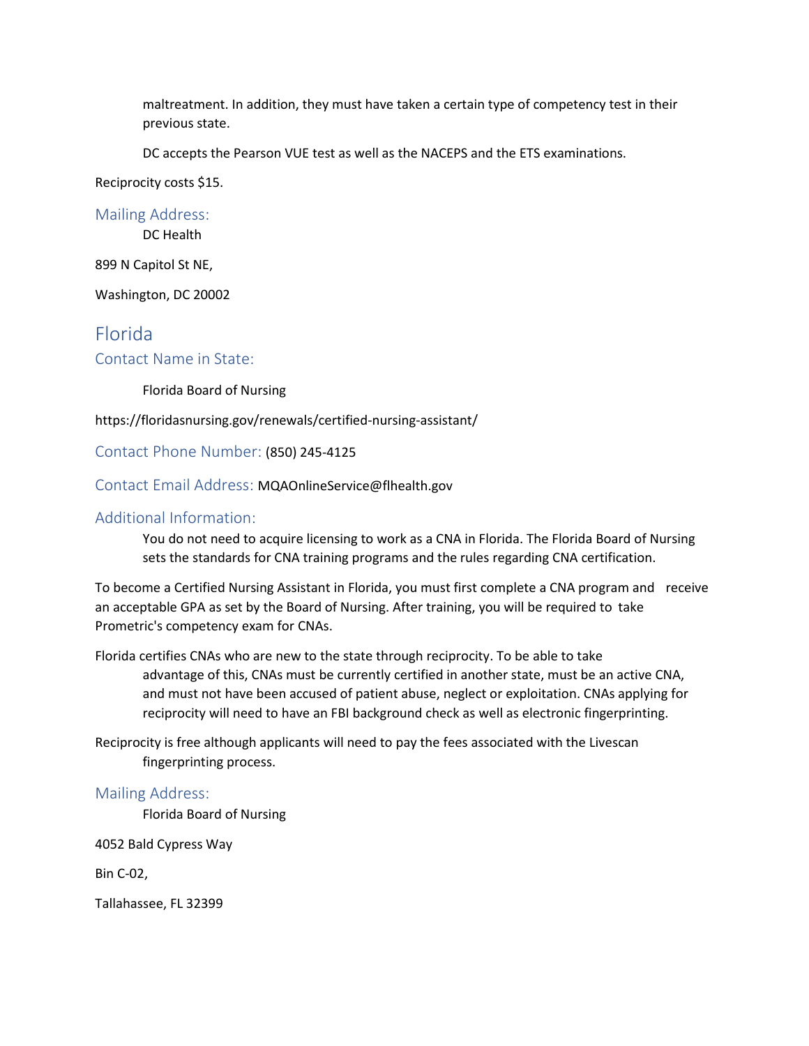maltreatment. In addition, they must have taken a certain type of competency test in their previous state.

DC accepts the Pearson VUE test as well as the NACEPS and the ETS examinations.

Reciprocity costs $15.

### Mailing Address:

DC Health

899 N Capitol St NE,

Washington, DC 20002

## Florida

### Contact Name in State:

Florida Board of Nursing

https://floridasnursing.gov/renewals/certified-nursing-assistant/

### Contact Phone Number: (850) 245-4125

### Contact Email Address: MQAOnlineService@flhealth.gov

### Additional Information:

You do not need to acquire licensing to work as a CNA in Florida. The Florida Board of Nursing sets the standards for CNA training programs and the rules regarding CNA certification.

To become a Certified Nursing Assistant in Florida, you must first complete a CNA program and receive an acceptable GPA as set by the Board of Nursing. After training, you will be required to take Prometric's competency exam for CNAs.

Florida certifies CNAs who are new to the state through reciprocity. To be able to take advantage of this, CNAs must be currently certified in another state, must be an active CNA, and must not have been accused of patient abuse, neglect or exploitation. CNAs applying for reciprocity will need to have an FBI background check as well as electronic fingerprinting.

Reciprocity is free although applicants will need to pay the fees associated with the Livescan fingerprinting process.

### Mailing Address:

Florida Board of Nursing

4052 Bald Cypress Way

Bin C-02,

Tallahassee, FL 32399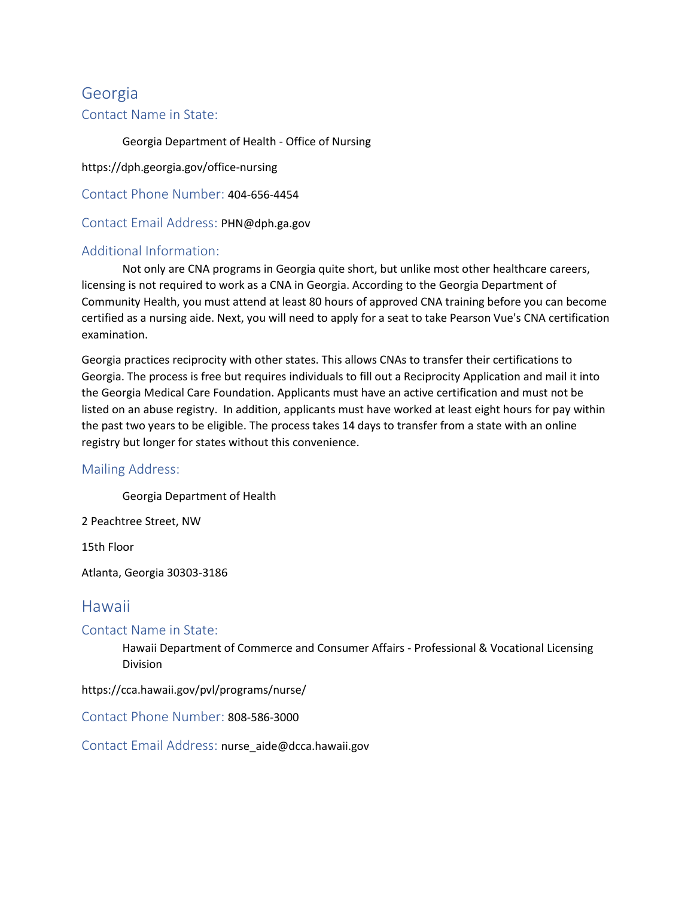## Georgia

### Contact Name in State:

Georgia Department of Health - Office of Nursing

https://dph.georgia.gov/office-nursing

### Contact Phone Number: 404-656-4454

### Contact Email Address: PHN@dph.ga.gov

### Additional Information:

Not only are CNA programs in Georgia quite short, but unlike most other healthcare careers, licensing is not required to work as a CNA in Georgia. According to the Georgia Department of Community Health, you must attend at least 80 hours of approved CNA training before you can become certified as a nursing aide. Next, you will need to apply for a seat to take Pearson Vue's CNA certification examination.

Georgia practices reciprocity with other states. This allows CNAs to transfer their certifications to Georgia. The process is free but requires individuals to fill out a Reciprocity Application and mail it into the Georgia Medical Care Foundation. Applicants must have an active certification and must not be listed on an abuse registry. In addition, applicants must have worked at least eight hours for pay within the past two years to be eligible. The process takes 14 days to transfer from a state with an online registry but longer for states without this convenience.

### Mailing Address:

Georgia Department of Health

2 Peachtree Street, NW

15th Floor

Atlanta, Georgia 30303-3186

## Hawaii

### Contact Name in State:

Hawaii Department of Commerce and Consumer Affairs - Professional & Vocational Licensing Division

https://cca.hawaii.gov/pvl/programs/nurse/

### Contact Phone Number: 808-586-3000

### Contact Email Address: nurse_aide@dcca.hawaii.gov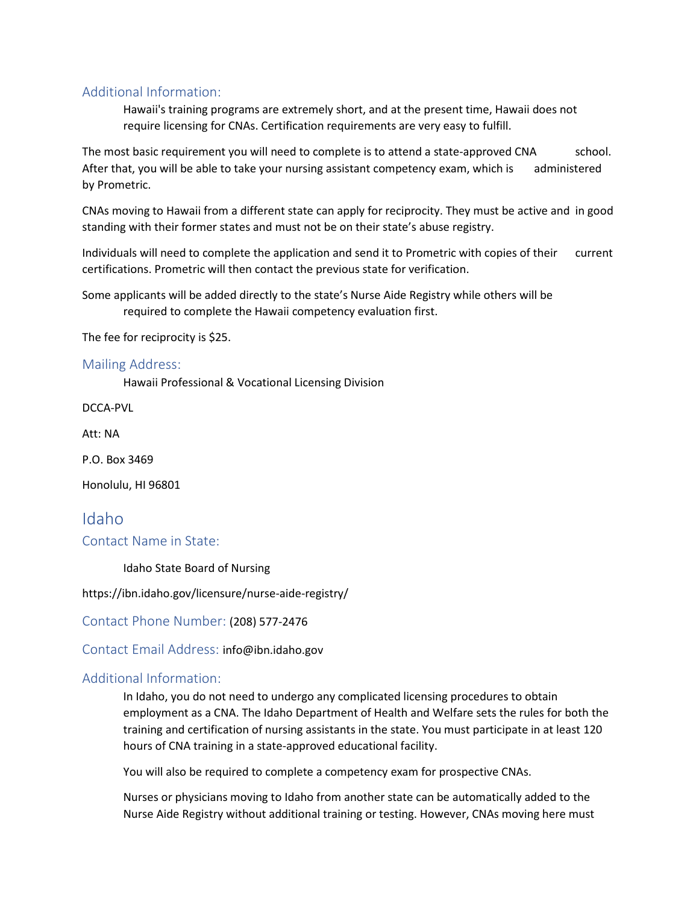### Additional Information:

Hawaii's training programs are extremely short, and at the present time, Hawaii does not require licensing for CNAs. Certification requirements are very easy to fulfill.

The most basic requirement you will need to complete is to attend a state-approved CNA school. After that, you will be able to take your nursing assistant competency exam, which is administered by Prometric.

CNAs moving to Hawaii from a different state can apply for reciprocity. They must be active and in good standing with their former states and must not be on their state's abuse registry.

Individuals will need to complete the application and send it to Prometric with copies of their current certifications. Prometric will then contact the previous state for verification.

Some applicants will be added directly to the state's Nurse Aide Registry while others will be required to complete the Hawaii competency evaluation first.

The fee for reciprocity is $25.

### Mailing Address:

Hawaii Professional & Vocational Licensing Division

DCCA-PVL

Att: NA

P.O. Box 3469

Honolulu, HI 96801

## Idaho

### Contact Name in State:

Idaho State Board of Nursing

https://ibn.idaho.gov/licensure/nurse-aide-registry/

### Contact Phone Number: (208) 577-2476

### Contact Email Address: info@ibn.idaho.gov

### Additional Information:

In Idaho, you do not need to undergo any complicated licensing procedures to obtain employment as a CNA. The Idaho Department of Health and Welfare sets the rules for both the training and certification of nursing assistants in the state. You must participate in at least 120 hours of CNA training in a state-approved educational facility.

You will also be required to complete a competency exam for prospective CNAs.

Nurses or physicians moving to Idaho from another state can be automatically added to the Nurse Aide Registry without additional training or testing. However, CNAs moving here must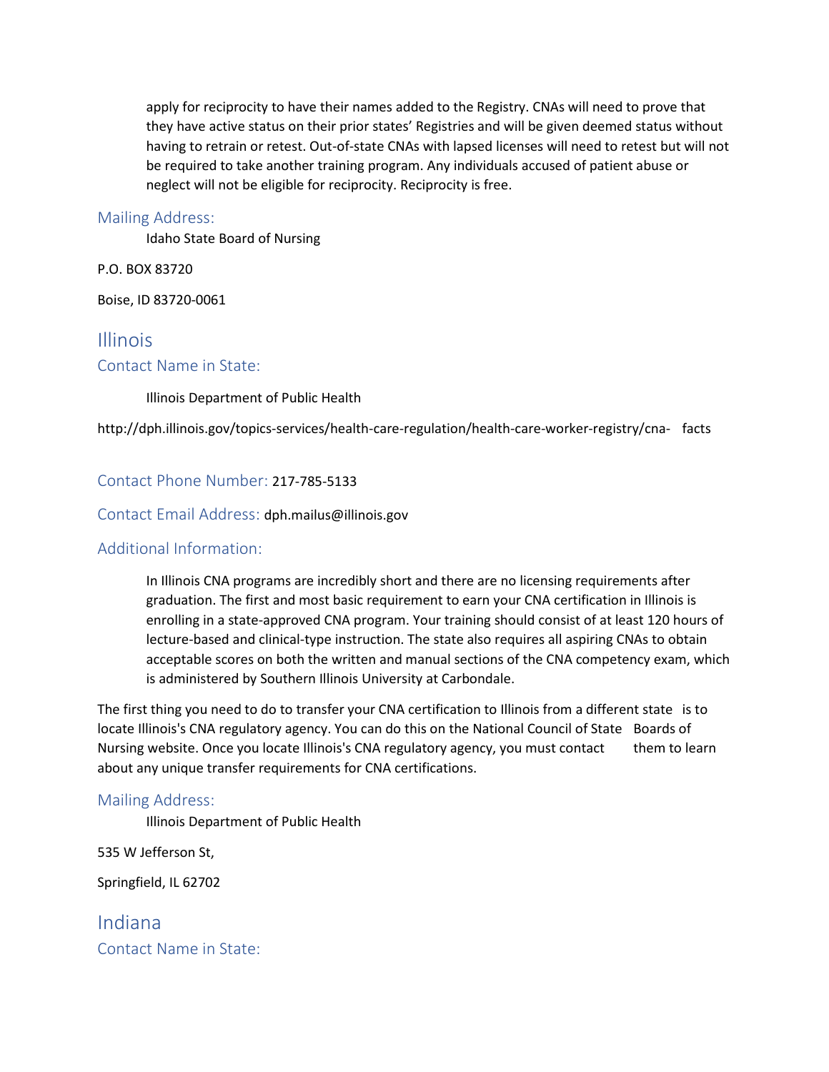apply for reciprocity to have their names added to the Registry. CNAs will need to prove that they have active status on their prior states' Registries and will be given deemed status without having to retrain or retest. Out-of-state CNAs with lapsed licenses will need to retest but will not be required to take another training program. Any individuals accused of patient abuse or neglect will not be eligible for reciprocity. Reciprocity is free.

### Mailing Address:

Idaho State Board of Nursing

P.O. BOX 83720

Boise, ID 83720-0061

## Illinois

### Contact Name in State:

Illinois Department of Public Health

http://dph.illinois.gov/topics-services/health-care-regulation/health-care-worker-registry/cna- facts

### Contact Phone Number: 217-785-5133

### Contact Email Address: dph.mailus@illinois.gov

### Additional Information:

In Illinois CNA programs are incredibly short and there are no licensing requirements after graduation. The first and most basic requirement to earn your CNA certification in Illinois is enrolling in a state-approved CNA program. Your training should consist of at least 120 hours of lecture-based and clinical-type instruction. The state also requires all aspiring CNAs to obtain acceptable scores on both the written and manual sections of the CNA competency exam, which is administered by Southern Illinois University at Carbondale.

The first thing you need to do to transfer your CNA certification to Illinois from a different state is to locate Illinois's CNA regulatory agency. You can do this on the National Council of State Boards of Nursing website. Once you locate Illinois's CNA regulatory agency, you must contact them to learn about any unique transfer requirements for CNA certifications.

### Mailing Address:

Illinois Department of Public Health

535 W Jefferson St,

Springfield, IL 62702

## Indiana

### Contact Name in State: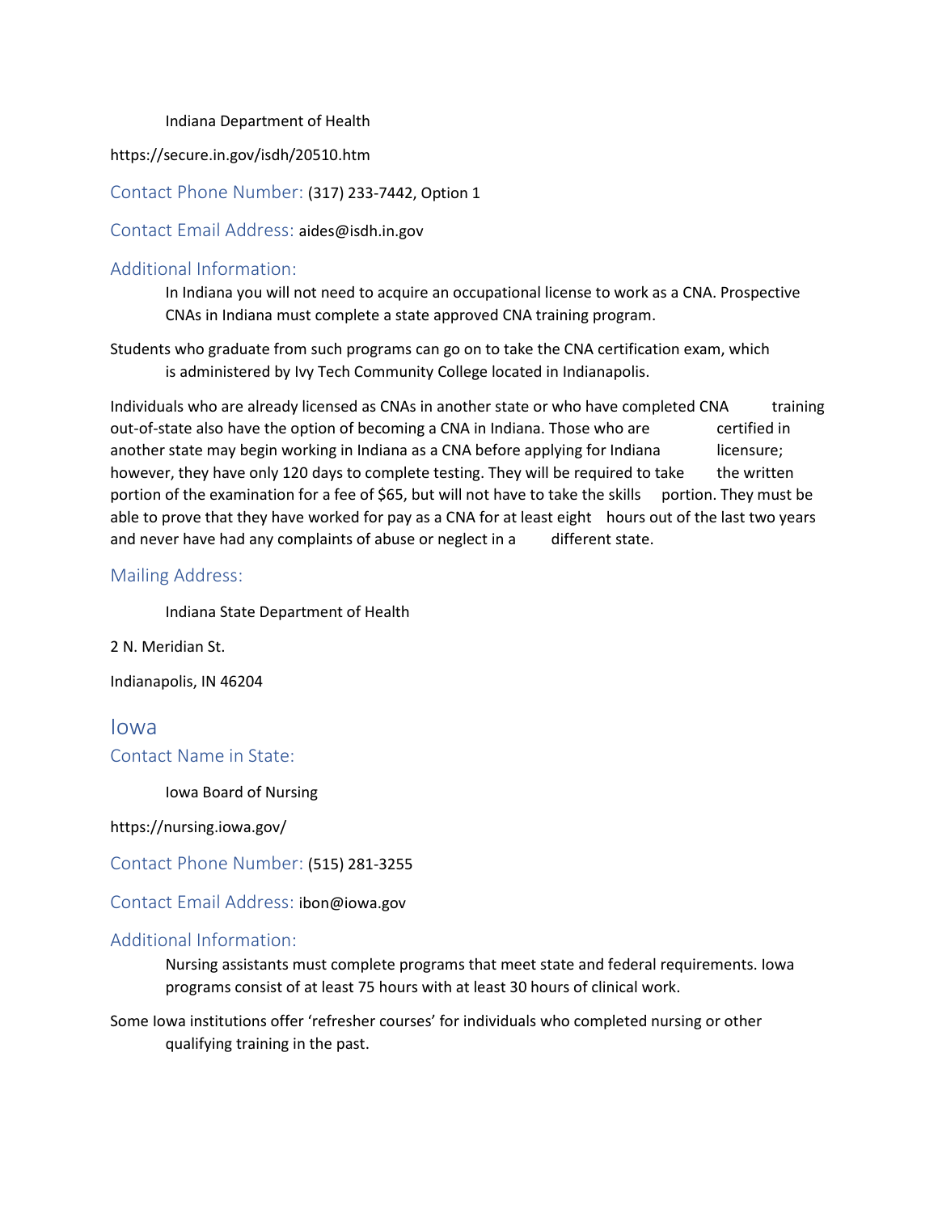Indiana Department of Health

https://secure.in.gov/isdh/20510.htm

### Contact Phone Number: (317) 233-7442, Option 1

### Contact Email Address: aides@isdh.in.gov

### Additional Information:

In Indiana you will not need to acquire an occupational license to work as a CNA. Prospective CNAs in Indiana must complete a state approved CNA training program.

Students who graduate from such programs can go on to take the CNA certification exam, which is administered by Ivy Tech Community College located in Indianapolis.

Individuals who are already licensed as CNAs in another state or who have completed CNA training out-of-state also have the option of becoming a CNA in Indiana. Those who are certified in another state may begin working in Indiana as a CNA before applying for Indiana licensure; however, they have only 120 days to complete testing. They will be required to take the written portion of the examination for a fee of $65, but will not have to take the skills portion. They must be able to prove that they have worked for pay as a CNA for at least eight hours out of the last two years and never have had any complaints of abuse or neglect in a different state.

### Mailing Address:

Indiana State Department of Health

2 N. Meridian St.

Indianapolis, IN 46204

## Iowa

### Contact Name in State:

Iowa Board of Nursing

https://nursing.iowa.gov/

### Contact Phone Number: (515) 281-3255

### Contact Email Address: ibon@iowa.gov

### Additional Information:

Nursing assistants must complete programs that meet state and federal requirements. Iowa programs consist of at least 75 hours with at least 30 hours of clinical work.

Some Iowa institutions offer 'refresher courses' for individuals who completed nursing or other qualifying training in the past.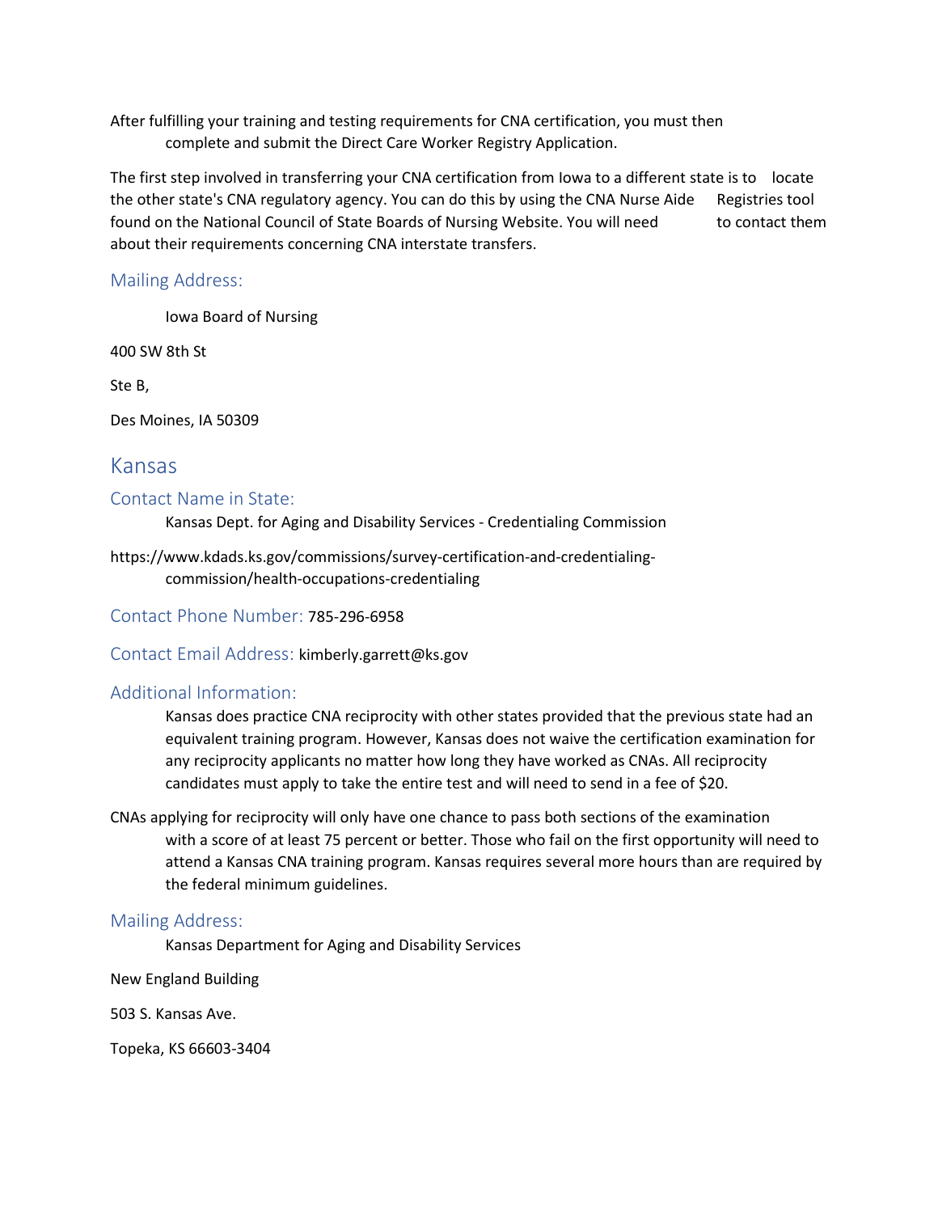After fulfilling your training and testing requirements for CNA certification, you must then complete and submit the Direct Care Worker Registry Application.

The first step involved in transferring your CNA certification from Iowa to a different state is to locate the other state's CNA regulatory agency. You can do this by using the CNA Nurse Aide Registries tool found on the National Council of State Boards of Nursing Website. You will need to contact them about their requirements concerning CNA interstate transfers.

### Mailing Address:

Iowa Board of Nursing

400 SW 8th St

Ste B,

Des Moines, IA 50309

## Kansas

### Contact Name in State:

Kansas Dept. for Aging and Disability Services - Credentialing Commission

https://www.kdads.ks.gov/commissions/survey-certification-and-credentialing-commission/health-occupations-credentialing

### Contact Phone Number: 785-296-6958

### Contact Email Address: kimberly.garrett@ks.gov

### Additional Information:

Kansas does practice CNA reciprocity with other states provided that the previous state had an equivalent training program. However, Kansas does not waive the certification examination for any reciprocity applicants no matter how long they have worked as CNAs. All reciprocity candidates must apply to take the entire test and will need to send in a fee of $20.

CNAs applying for reciprocity will only have one chance to pass both sections of the examination with a score of at least 75 percent or better. Those who fail on the first opportunity will need to attend a Kansas CNA training program. Kansas requires several more hours than are required by the federal minimum guidelines.

### Mailing Address:

Kansas Department for Aging and Disability Services

New England Building

503 S. Kansas Ave.

Topeka, KS 66603-3404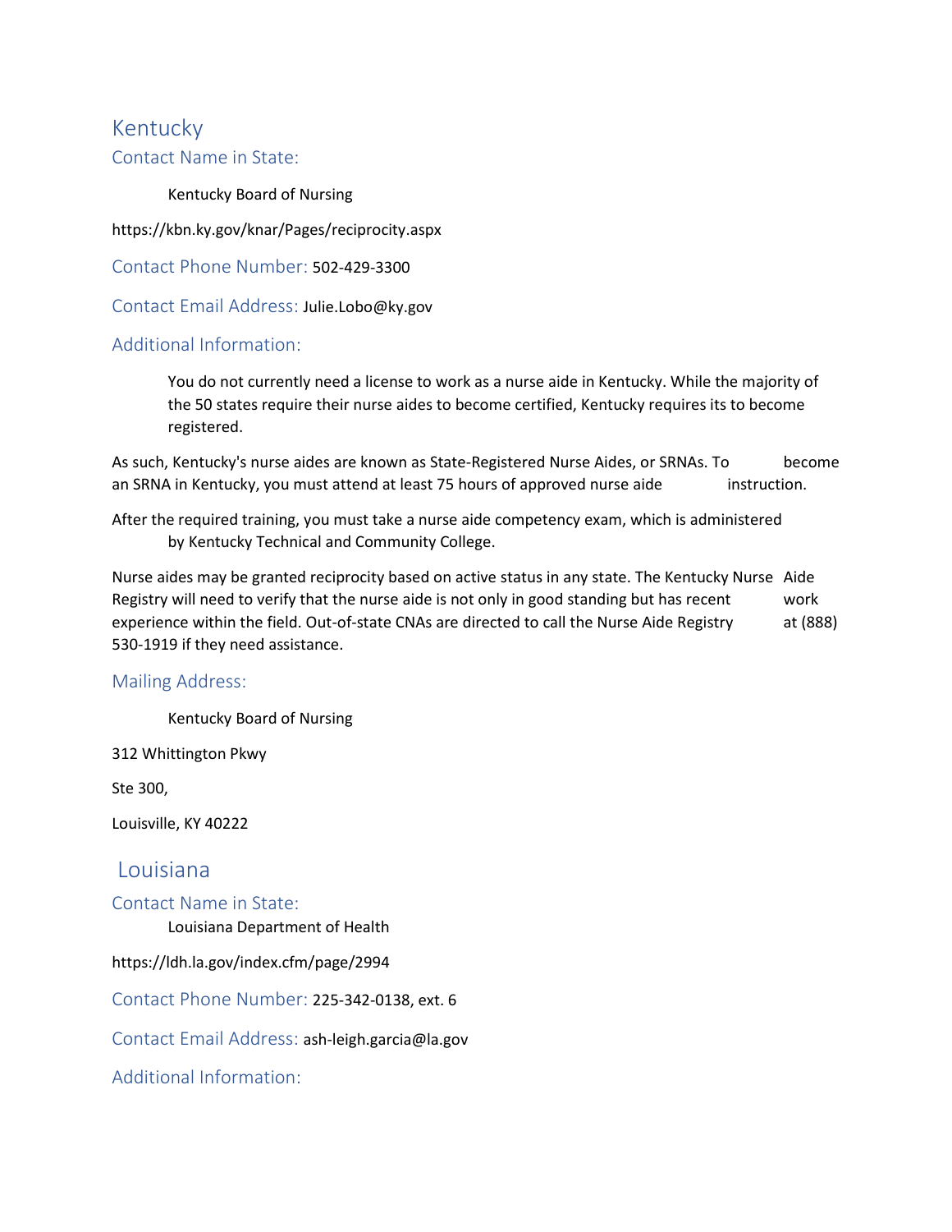## Kentucky

### Contact Name in State:

Kentucky Board of Nursing

https://kbn.ky.gov/knar/Pages/reciprocity.aspx

**Contact Phone Number:** 502-429-3300

**Contact Email Address:** Julie.Lobo@ky.gov

### Additional Information:

You do not currently need a license to work as a nurse aide in Kentucky. While the majority of the 50 states require their nurse aides to become certified, Kentucky requires its to become registered.

As such, Kentucky's nurse aides are known as State-Registered Nurse Aides, or SRNAs. To become an SRNA in Kentucky, you must attend at least 75 hours of approved nurse aide instruction.

After the required training, you must take a nurse aide competency exam, which is administered by Kentucky Technical and Community College.

Nurse aides may be granted reciprocity based on active status in any state. The Kentucky Nurse Aide Registry will need to verify that the nurse aide is not only in good standing but has recent work experience within the field. Out-of-state CNAs are directed to call the Nurse Aide Registry at (888) 530-1919 if they need assistance.

### Mailing Address:

Kentucky Board of Nursing

312 Whittington Pkwy

Ste 300,

Louisville, KY 40222

## Louisiana

### Contact Name in State:

Louisiana Department of Health

https://ldh.la.gov/index.cfm/page/2994

**Contact Phone Number:** 225-342-0138, ext. 6

**Contact Email Address:** ash-leigh.garcia@la.gov

### Additional Information: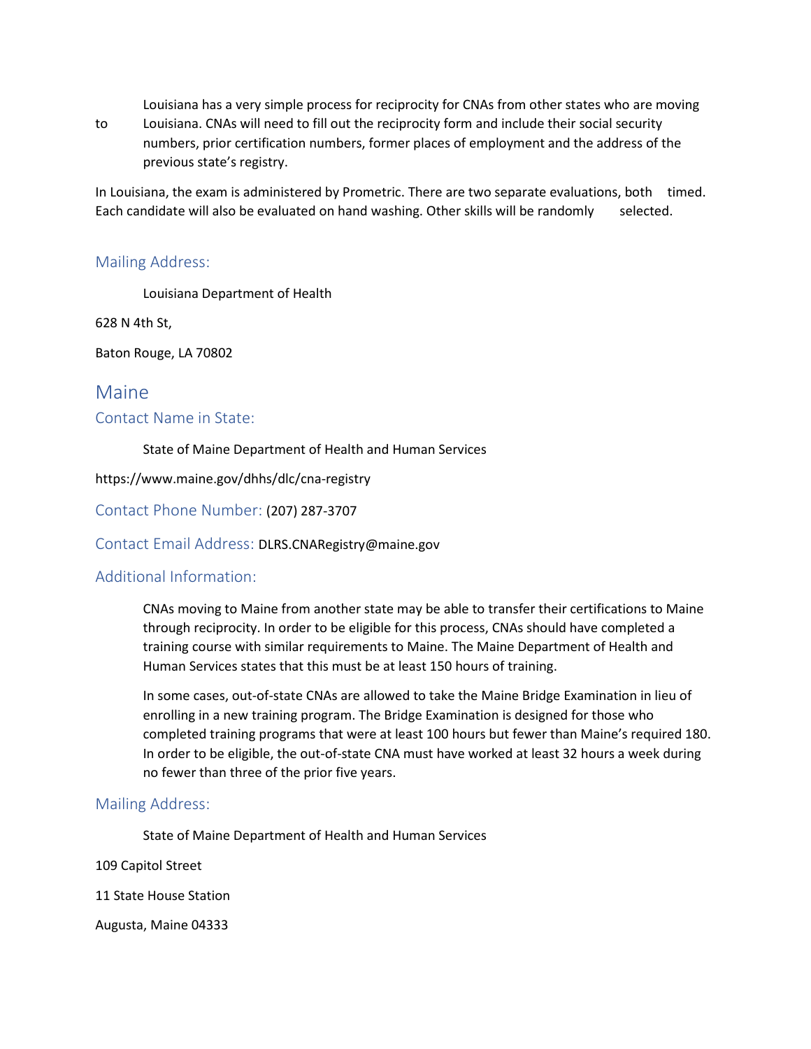Louisiana has a very simple process for reciprocity for CNAs from other states who are moving to Louisiana. CNAs will need to fill out the reciprocity form and include their social security numbers, prior certification numbers, former places of employment and the address of the previous state's registry.

In Louisiana, the exam is administered by Prometric. There are two separate evaluations, both timed. Each candidate will also be evaluated on hand washing. Other skills will be randomly selected.

### Mailing Address:

Louisiana Department of Health

628 N 4th St,

Baton Rouge, LA 70802

## Maine

### Contact Name in State:

State of Maine Department of Health and Human Services

https://www.maine.gov/dhhs/dlc/cna-registry

### Contact Phone Number: (207) 287-3707

### Contact Email Address: DLRS.CNARegistry@maine.gov

### Additional Information:

CNAs moving to Maine from another state may be able to transfer their certifications to Maine through reciprocity. In order to be eligible for this process, CNAs should have completed a training course with similar requirements to Maine. The Maine Department of Health and Human Services states that this must be at least 150 hours of training.

In some cases, out-of-state CNAs are allowed to take the Maine Bridge Examination in lieu of enrolling in a new training program. The Bridge Examination is designed for those who completed training programs that were at least 100 hours but fewer than Maine's required 180. In order to be eligible, the out-of-state CNA must have worked at least 32 hours a week during no fewer than three of the prior five years.

### Mailing Address:

State of Maine Department of Health and Human Services

109 Capitol Street

11 State House Station

Augusta, Maine 04333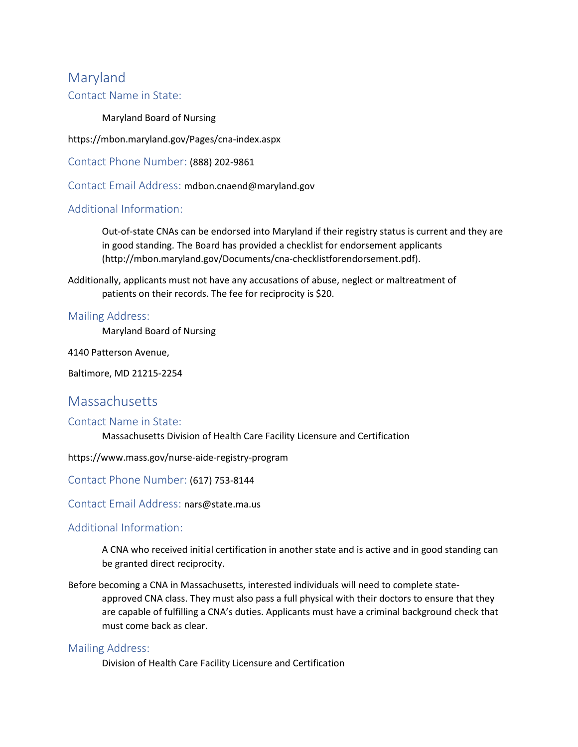## Maryland

### Contact Name in State:

Maryland Board of Nursing

https://mbon.maryland.gov/Pages/cna-index.aspx

### Contact Phone Number: (888) 202-9861

### Contact Email Address: mdbon.cnaend@maryland.gov

### Additional Information:

Out-of-state CNAs can be endorsed into Maryland if their registry status is current and they are in good standing. The Board has provided a checklist for endorsement applicants (http://mbon.maryland.gov/Documents/cna-checklistforendorsement.pdf).

Additionally, applicants must not have any accusations of abuse, neglect or maltreatment of patients on their records. The fee for reciprocity is $20.

### Mailing Address:

Maryland Board of Nursing

4140 Patterson Avenue,

Baltimore, MD 21215-2254

## Massachusetts

### Contact Name in State:

Massachusetts Division of Health Care Facility Licensure and Certification

https://www.mass.gov/nurse-aide-registry-program

### Contact Phone Number: (617) 753-8144

### Contact Email Address: nars@state.ma.us

### Additional Information:

A CNA who received initial certification in another state and is active and in good standing can be granted direct reciprocity.

Before becoming a CNA in Massachusetts, interested individuals will need to complete state-approved CNA class. They must also pass a full physical with their doctors to ensure that they are capable of fulfilling a CNA's duties. Applicants must have a criminal background check that must come back as clear.

### Mailing Address:

Division of Health Care Facility Licensure and Certification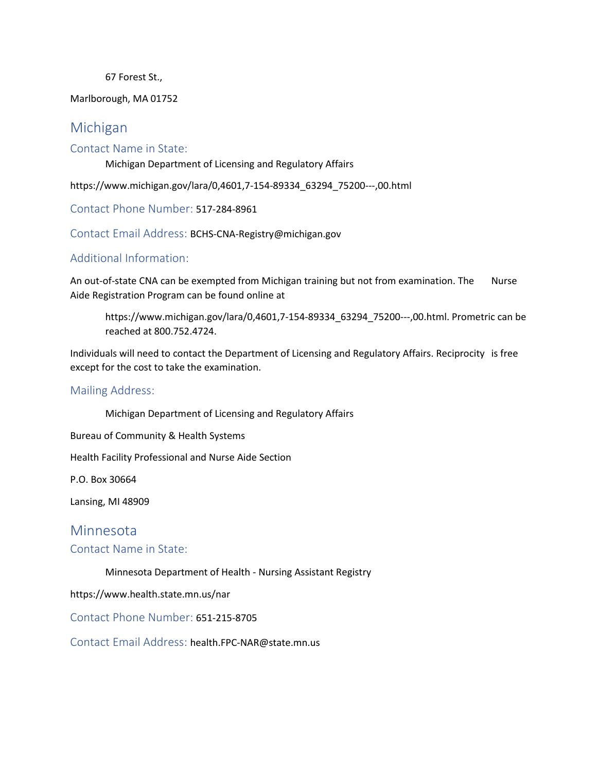67 Forest St.,

Marlborough, MA 01752

## Michigan

### Contact Name in State:

Michigan Department of Licensing and Regulatory Affairs

https://www.michigan.gov/lara/0,4601,7-154-89334_63294_75200---,00.html

### Contact Phone Number: 517-284-8961

### Contact Email Address: BCHS-CNA-Registry@michigan.gov

### Additional Information:

An out-of-state CNA can be exempted from Michigan training but not from examination. The Nurse Aide Registration Program can be found online at

https://www.michigan.gov/lara/0,4601,7-154-89334_63294_75200---,00.html. Prometric can be reached at 800.752.4724.

Individuals will need to contact the Department of Licensing and Regulatory Affairs. Reciprocity is free except for the cost to take the examination.

### Mailing Address:

Michigan Department of Licensing and Regulatory Affairs

Bureau of Community & Health Systems

Health Facility Professional and Nurse Aide Section

P.O. Box 30664

Lansing, MI 48909

## Minnesota

### Contact Name in State:

Minnesota Department of Health - Nursing Assistant Registry

https://www.health.state.mn.us/nar

### Contact Phone Number: 651-215-8705

### Contact Email Address: health.FPC-NAR@state.mn.us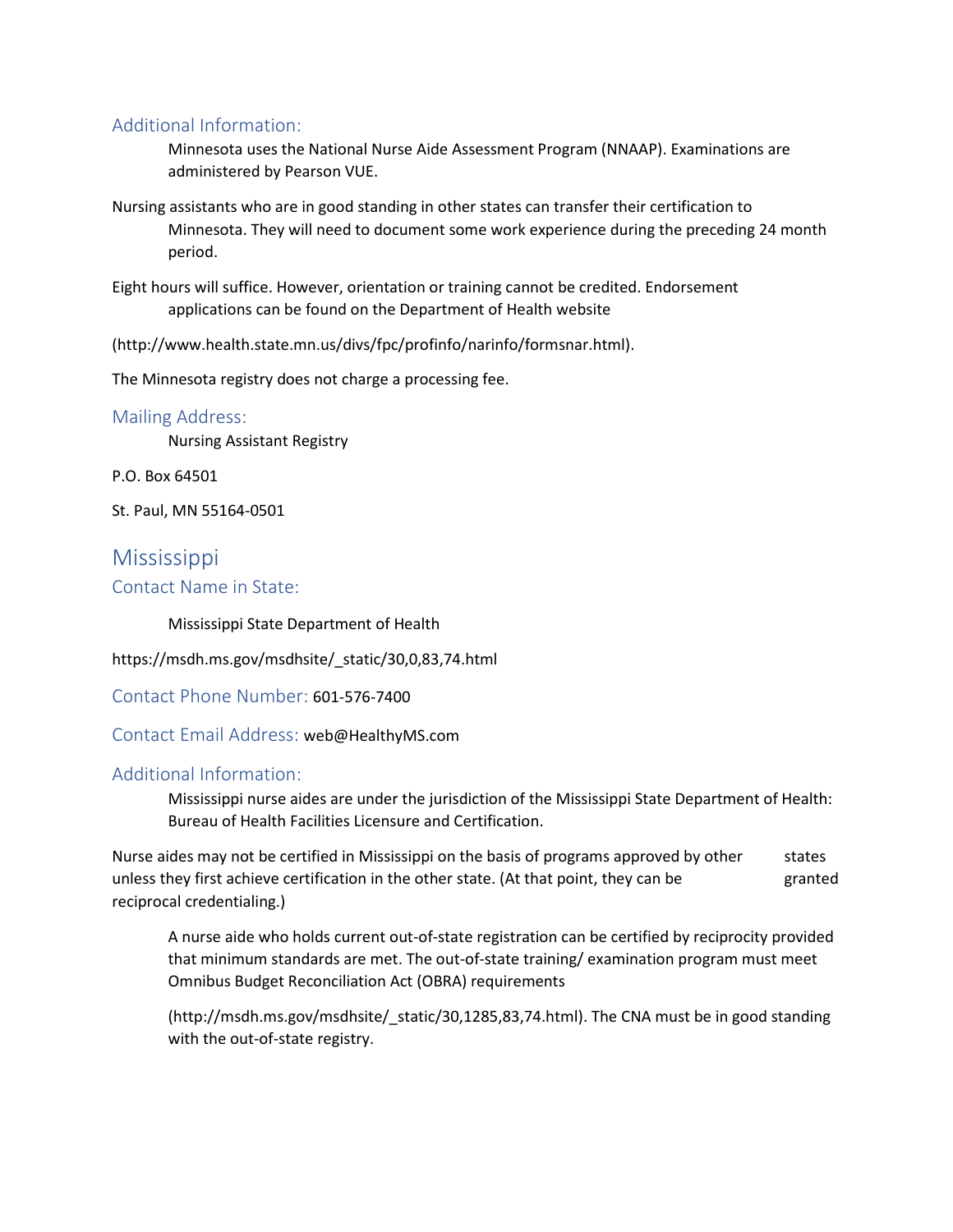### Additional Information:

Minnesota uses the National Nurse Aide Assessment Program (NNAAP). Examinations are administered by Pearson VUE.

Nursing assistants who are in good standing in other states can transfer their certification to Minnesota. They will need to document some work experience during the preceding 24 month period.

Eight hours will suffice. However, orientation or training cannot be credited. Endorsement applications can be found on the Department of Health website

(http://www.health.state.mn.us/divs/fpc/profinfo/narinfo/formsnar.html).

The Minnesota registry does not charge a processing fee.

### Mailing Address:

Nursing Assistant Registry

P.O. Box 64501

St. Paul, MN 55164-0501

## Mississippi

### Contact Name in State:

Mississippi State Department of Health

https://msdh.ms.gov/msdhsite/_static/30,0,83,74.html

### Contact Phone Number: 601-576-7400

### Contact Email Address: web@HealthyMS.com

### Additional Information:

Mississippi nurse aides are under the jurisdiction of the Mississippi State Department of Health: Bureau of Health Facilities Licensure and Certification.

Nurse aides may not be certified in Mississippi on the basis of programs approved by other states unless they first achieve certification in the other state. (At that point, they can be granted reciprocal credentialing.)

A nurse aide who holds current out-of-state registration can be certified by reciprocity provided that minimum standards are met. The out-of-state training/ examination program must meet Omnibus Budget Reconciliation Act (OBRA) requirements

(http://msdh.ms.gov/msdhsite/_static/30,1285,83,74.html). The CNA must be in good standing with the out-of-state registry.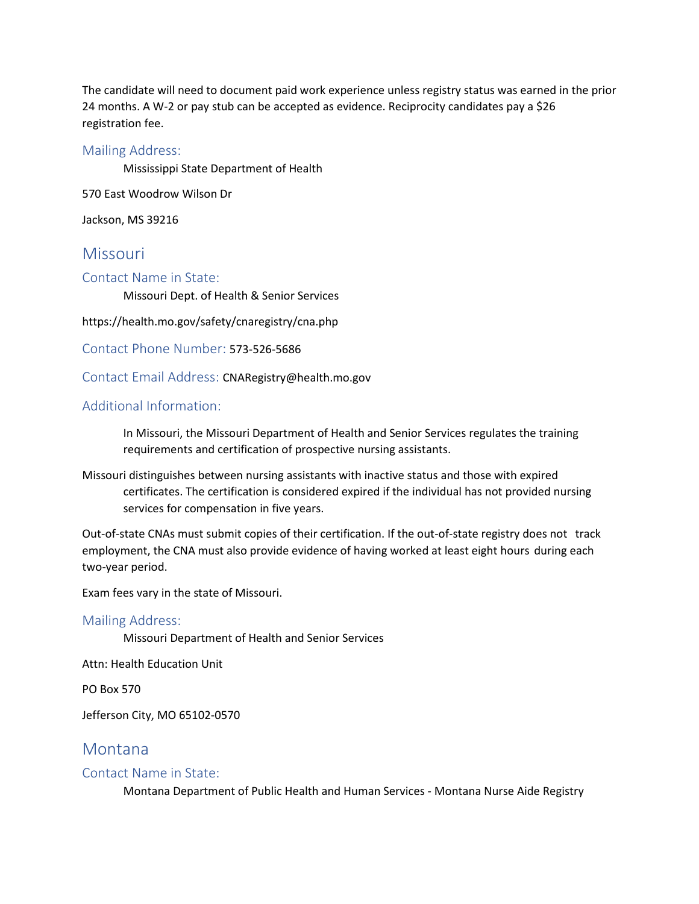The candidate will need to document paid work experience unless registry status was earned in the prior 24 months. A W-2 or pay stub can be accepted as evidence. Reciprocity candidates pay a $26 registration fee.

### Mailing Address:

Mississippi State Department of Health

570 East Woodrow Wilson Dr

Jackson, MS 39216

## Missouri

### Contact Name in State:

Missouri Dept. of Health & Senior Services

https://health.mo.gov/safety/cnaregistry/cna.php

### Contact Phone Number: 573-526-5686

### Contact Email Address: CNARegistry@health.mo.gov

### Additional Information:

In Missouri, the Missouri Department of Health and Senior Services regulates the training requirements and certification of prospective nursing assistants.

Missouri distinguishes between nursing assistants with inactive status and those with expired certificates. The certification is considered expired if the individual has not provided nursing services for compensation in five years.

Out-of-state CNAs must submit copies of their certification. If the out-of-state registry does not track employment, the CNA must also provide evidence of having worked at least eight hours during each two-year period.

Exam fees vary in the state of Missouri.

### Mailing Address:

Missouri Department of Health and Senior Services

Attn: Health Education Unit

PO Box 570

Jefferson City, MO 65102-0570

## Montana

### Contact Name in State:

Montana Department of Public Health and Human Services - Montana Nurse Aide Registry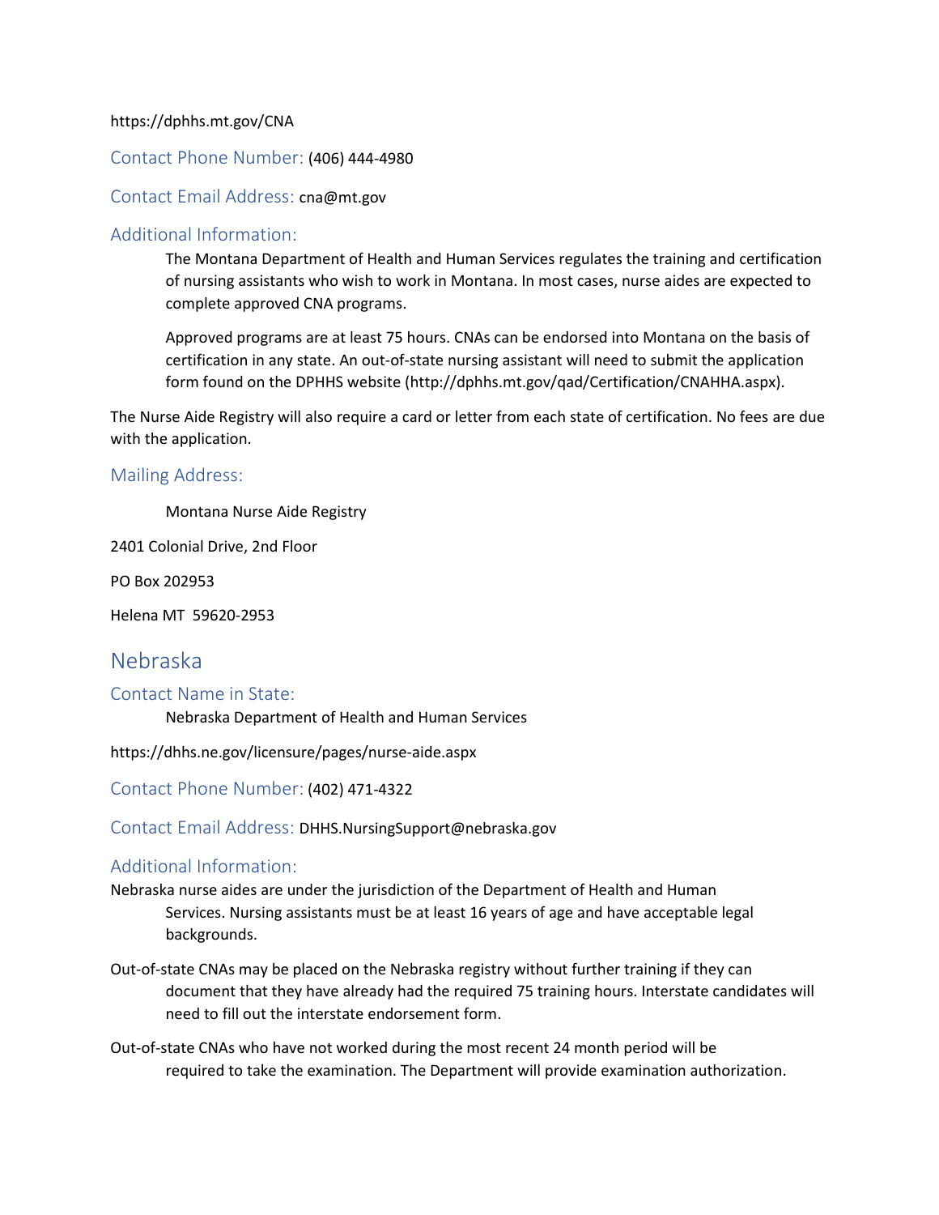https://dphhs.mt.gov/CNA

### Contact Phone Number: (406) 444-4980

### Contact Email Address: cna@mt.gov

### Additional Information:

The Montana Department of Health and Human Services regulates the training and certification of nursing assistants who wish to work in Montana. In most cases, nurse aides are expected to complete approved CNA programs.

Approved programs are at least 75 hours. CNAs can be endorsed into Montana on the basis of certification in any state. An out-of-state nursing assistant will need to submit the application form found on the DPHHS website (http://dphhs.mt.gov/qad/Certification/CNAHHA.aspx).

The Nurse Aide Registry will also require a card or letter from each state of certification. No fees are due with the application.

### Mailing Address:

Montana Nurse Aide Registry

2401 Colonial Drive, 2nd Floor

PO Box 202953

Helena MT 59620-2953

## Nebraska

### Contact Name in State:

Nebraska Department of Health and Human Services

https://dhhs.ne.gov/licensure/pages/nurse-aide.aspx

### Contact Phone Number: (402) 471-4322

### Contact Email Address: DHHS.NursingSupport@nebraska.gov

### Additional Information:

Nebraska nurse aides are under the jurisdiction of the Department of Health and Human Services. Nursing assistants must be at least 16 years of age and have acceptable legal backgrounds.

Out-of-state CNAs may be placed on the Nebraska registry without further training if they can document that they have already had the required 75 training hours. Interstate candidates will need to fill out the interstate endorsement form.

Out-of-state CNAs who have not worked during the most recent 24 month period will be required to take the examination. The Department will provide examination authorization.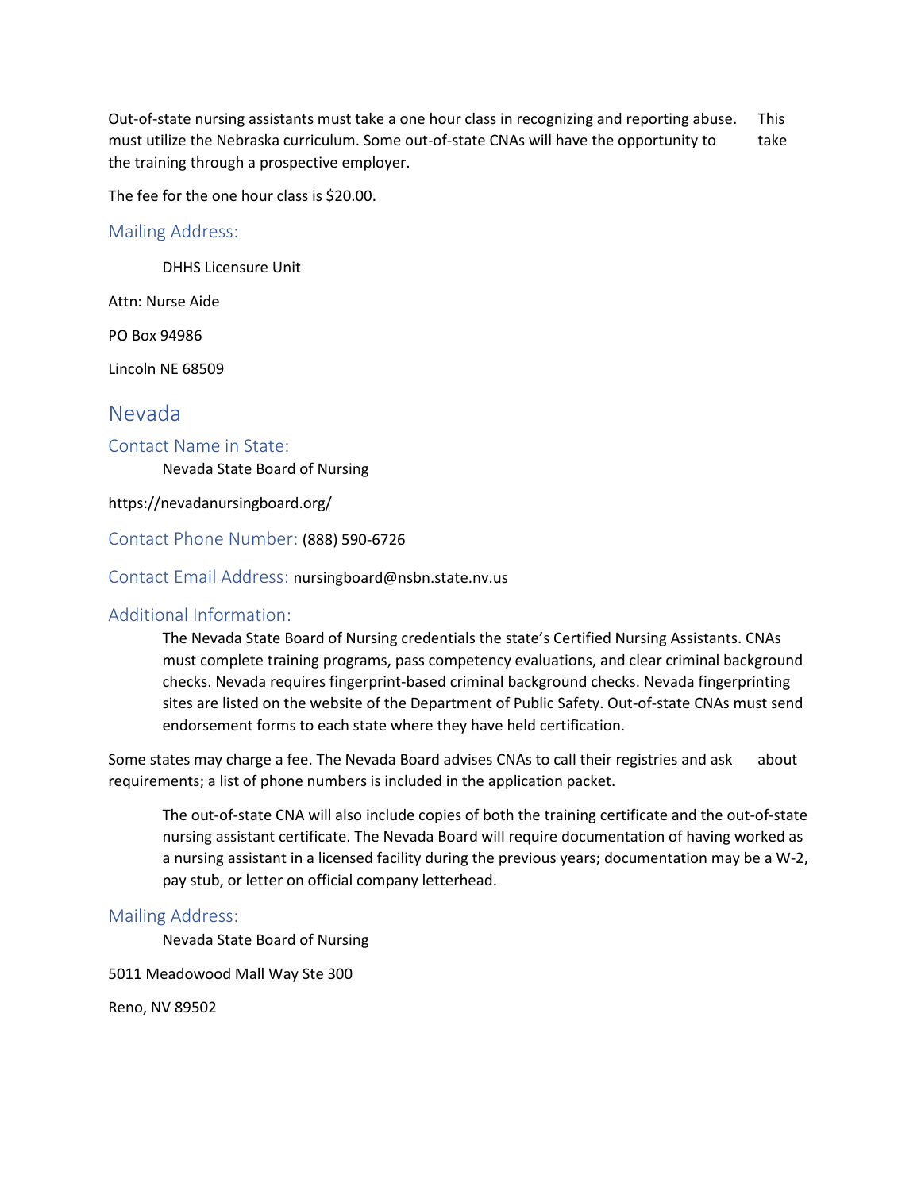Out-of-state nursing assistants must take a one hour class in recognizing and reporting abuse. This must utilize the Nebraska curriculum. Some out-of-state CNAs will have the opportunity to take the training through a prospective employer.

The fee for the one hour class is $20.00.

### Mailing Address:

DHHS Licensure Unit

Attn: Nurse Aide

PO Box 94986

Lincoln NE 68509

## Nevada

### Contact Name in State:

Nevada State Board of Nursing

https://nevadanursingboard.org/

### Contact Phone Number: (888) 590-6726

### Contact Email Address: nursingboard@nsbn.state.nv.us

### Additional Information:

The Nevada State Board of Nursing credentials the state's Certified Nursing Assistants. CNAs must complete training programs, pass competency evaluations, and clear criminal background checks. Nevada requires fingerprint-based criminal background checks. Nevada fingerprinting sites are listed on the website of the Department of Public Safety. Out-of-state CNAs must send endorsement forms to each state where they have held certification.

Some states may charge a fee. The Nevada Board advises CNAs to call their registries and ask about requirements; a list of phone numbers is included in the application packet.

The out-of-state CNA will also include copies of both the training certificate and the out-of-state nursing assistant certificate. The Nevada Board will require documentation of having worked as a nursing assistant in a licensed facility during the previous years; documentation may be a W-2, pay stub, or letter on official company letterhead.

### Mailing Address:

Nevada State Board of Nursing

5011 Meadowood Mall Way Ste 300

Reno, NV 89502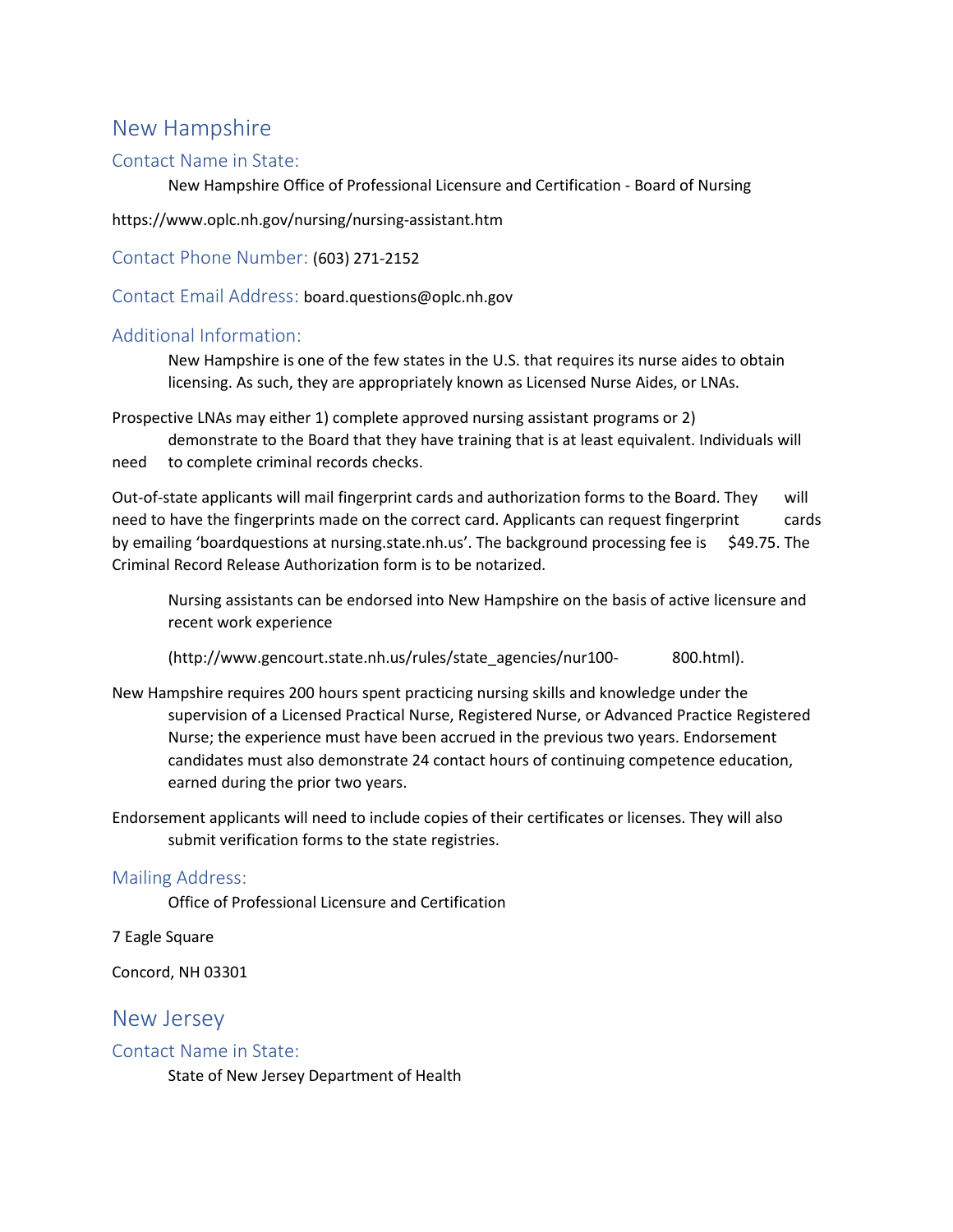## New Hampshire

### Contact Name in State:

New Hampshire Office of Professional Licensure and Certification - Board of Nursing

https://www.oplc.nh.gov/nursing/nursing-assistant.htm

### Contact Phone Number: (603) 271-2152

### Contact Email Address: board.questions@oplc.nh.gov

### Additional Information:

New Hampshire is one of the few states in the U.S. that requires its nurse aides to obtain licensing. As such, they are appropriately known as Licensed Nurse Aides, or LNAs.

Prospective LNAs may either 1) complete approved nursing assistant programs or 2) demonstrate to the Board that they have training that is at least equivalent. Individuals will need to complete criminal records checks.

Out-of-state applicants will mail fingerprint cards and authorization forms to the Board. They will need to have the fingerprints made on the correct card. Applicants can request fingerprint cards by emailing 'boardquestions at nursing.state.nh.us'. The background processing fee is $49.75. The Criminal Record Release Authorization form is to be notarized.

Nursing assistants can be endorsed into New Hampshire on the basis of active licensure and recent work experience

(http://www.gencourt.state.nh.us/rules/state_agencies/nur100-800.html).

New Hampshire requires 200 hours spent practicing nursing skills and knowledge under the supervision of a Licensed Practical Nurse, Registered Nurse, or Advanced Practice Registered Nurse; the experience must have been accrued in the previous two years. Endorsement candidates must also demonstrate 24 contact hours of continuing competence education, earned during the prior two years.

Endorsement applicants will need to include copies of their certificates or licenses. They will also submit verification forms to the state registries.

### Mailing Address:

Office of Professional Licensure and Certification

7 Eagle Square

Concord, NH 03301

## New Jersey

### Contact Name in State:

State of New Jersey Department of Health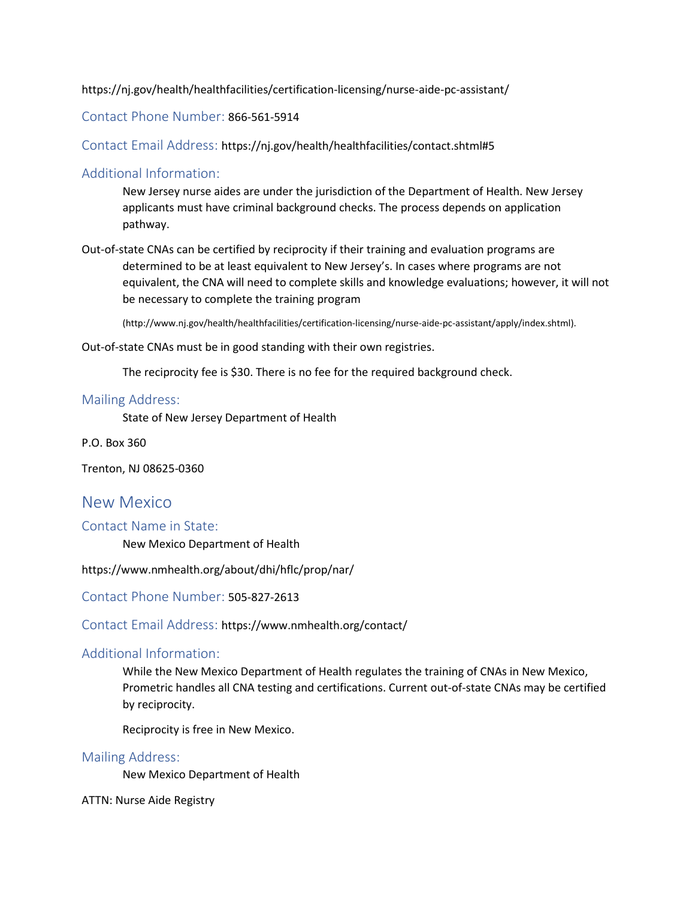https://nj.gov/health/healthfacilities/certification-licensing/nurse-aide-pc-assistant/

### Contact Phone Number: 866-561-5914

### Contact Email Address: https://nj.gov/health/healthfacilities/contact.shtml#5

### Additional Information:

New Jersey nurse aides are under the jurisdiction of the Department of Health. New Jersey applicants must have criminal background checks. The process depends on application pathway.

Out-of-state CNAs can be certified by reciprocity if their training and evaluation programs are determined to be at least equivalent to New Jersey's. In cases where programs are not equivalent, the CNA will need to complete skills and knowledge evaluations; however, it will not be necessary to complete the training program

(http://www.nj.gov/health/healthfacilities/certification-licensing/nurse-aide-pc-assistant/apply/index.shtml).

Out-of-state CNAs must be in good standing with their own registries.

The reciprocity fee is $30. There is no fee for the required background check.

### Mailing Address:

State of New Jersey Department of Health

P.O. Box 360

Trenton, NJ 08625-0360

## New Mexico

### Contact Name in State:

New Mexico Department of Health

https://www.nmhealth.org/about/dhi/hflc/prop/nar/

### Contact Phone Number: 505-827-2613

### Contact Email Address: https://www.nmhealth.org/contact/

### Additional Information:

While the New Mexico Department of Health regulates the training of CNAs in New Mexico, Prometric handles all CNA testing and certifications. Current out-of-state CNAs may be certified by reciprocity.

Reciprocity is free in New Mexico.

### Mailing Address:

New Mexico Department of Health

ATTN: Nurse Aide Registry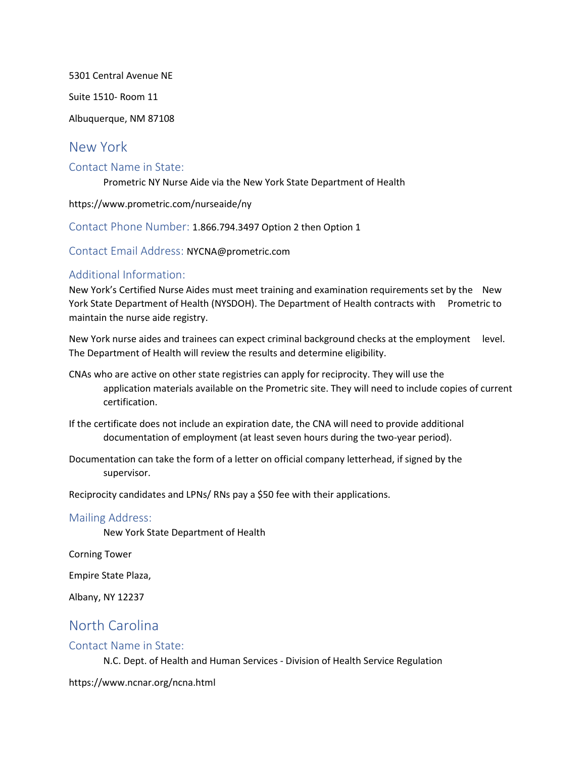5301 Central Avenue NE

Suite 1510- Room 11

Albuquerque, NM 87108

## New York

### Contact Name in State:

Prometric NY Nurse Aide via the New York State Department of Health

https://www.prometric.com/nurseaide/ny

### Contact Phone Number: 1.866.794.3497 Option 2 then Option 1

### Contact Email Address: NYCNA@prometric.com

### Additional Information:

New York's Certified Nurse Aides must meet training and examination requirements set by the New York State Department of Health (NYSDOH). The Department of Health contracts with Prometric to maintain the nurse aide registry.

New York nurse aides and trainees can expect criminal background checks at the employment level. The Department of Health will review the results and determine eligibility.

CNAs who are active on other state registries can apply for reciprocity. They will use the application materials available on the Prometric site. They will need to include copies of current certification.

If the certificate does not include an expiration date, the CNA will need to provide additional documentation of employment (at least seven hours during the two-year period).

Documentation can take the form of a letter on official company letterhead, if signed by the supervisor.

Reciprocity candidates and LPNs/ RNs pay a $50 fee with their applications.

### Mailing Address:

New York State Department of Health

Corning Tower

Empire State Plaza,

Albany, NY 12237

## North Carolina

### Contact Name in State:

N.C. Dept. of Health and Human Services - Division of Health Service Regulation

https://www.ncnar.org/ncna.html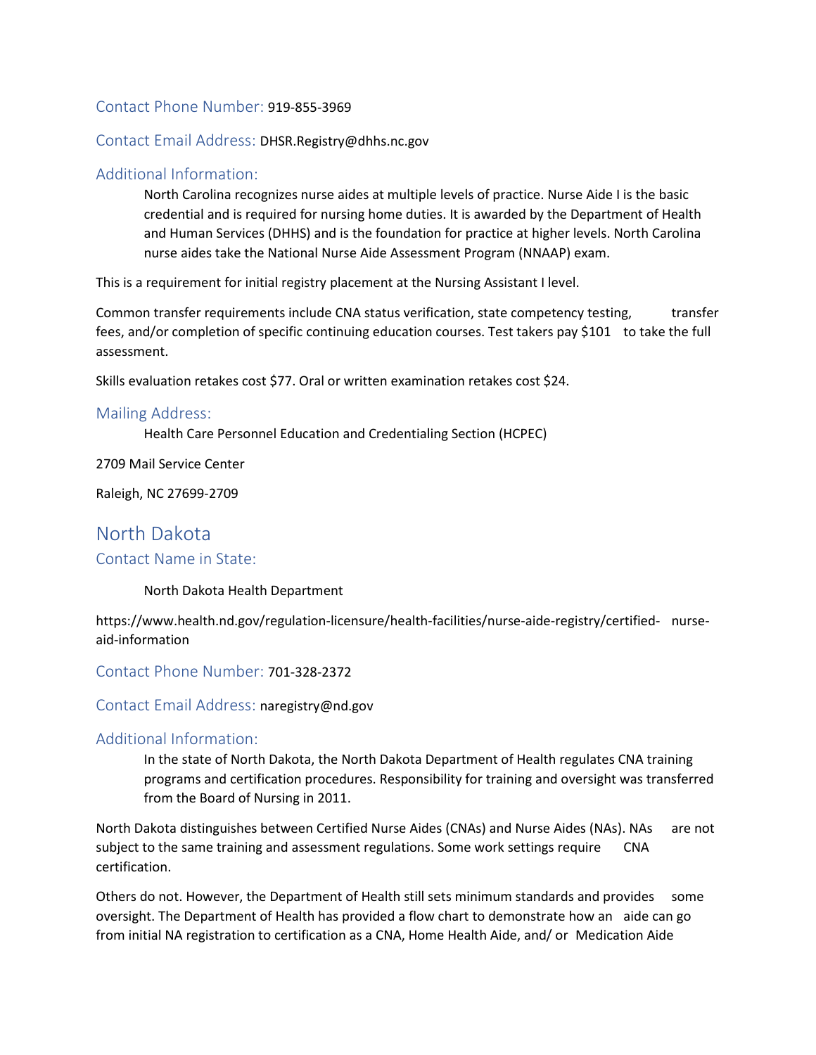Contact Phone Number: 919-855-3969

Contact Email Address: DHSR.Registry@dhhs.nc.gov

### Additional Information:

North Carolina recognizes nurse aides at multiple levels of practice. Nurse Aide I is the basic credential and is required for nursing home duties. It is awarded by the Department of Health and Human Services (DHHS) and is the foundation for practice at higher levels. North Carolina nurse aides take the National Nurse Aide Assessment Program (NNAAP) exam.

This is a requirement for initial registry placement at the Nursing Assistant I level.

Common transfer requirements include CNA status verification, state competency testing, transfer fees, and/or completion of specific continuing education courses. Test takers pay $101 to take the full assessment.

Skills evaluation retakes cost $77. Oral or written examination retakes cost $24.

### Mailing Address:

Health Care Personnel Education and Credentialing Section (HCPEC)

2709 Mail Service Center

Raleigh, NC 27699-2709

## North Dakota

### Contact Name in State:

North Dakota Health Department

https://www.health.nd.gov/regulation-licensure/health-facilities/nurse-aide-registry/certified-nurse-aid-information

Contact Phone Number: 701-328-2372

Contact Email Address: naregistry@nd.gov

### Additional Information:

In the state of North Dakota, the North Dakota Department of Health regulates CNA training programs and certification procedures. Responsibility for training and oversight was transferred from the Board of Nursing in 2011.

North Dakota distinguishes between Certified Nurse Aides (CNAs) and Nurse Aides (NAs). NAs are not subject to the same training and assessment regulations. Some work settings require CNA certification.

Others do not. However, the Department of Health still sets minimum standards and provides some oversight. The Department of Health has provided a flow chart to demonstrate how an aide can go from initial NA registration to certification as a CNA, Home Health Aide, and/ or Medication Aide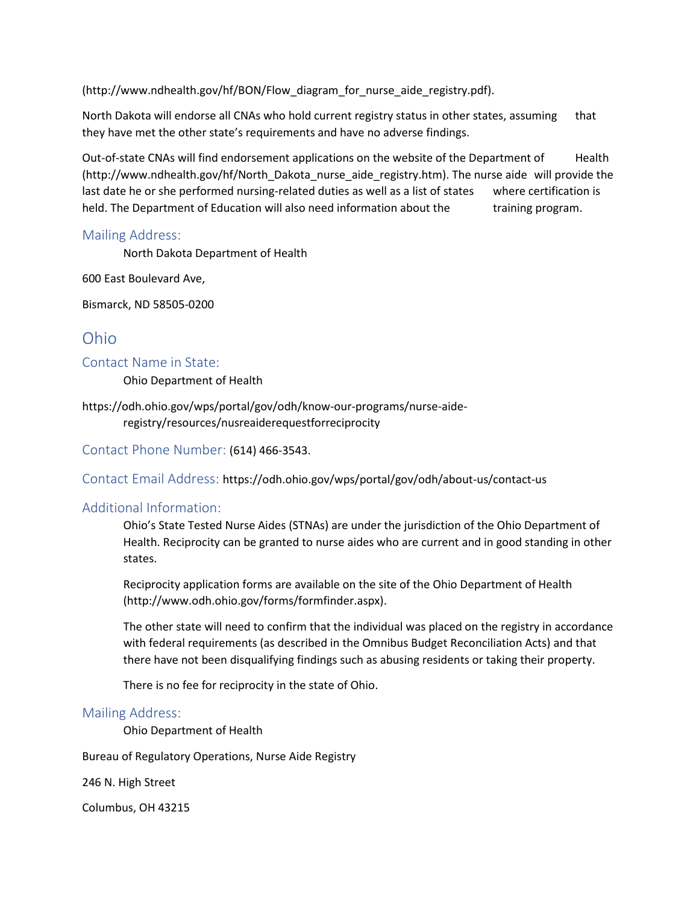(http://www.ndhealth.gov/hf/BON/Flow_diagram_for_nurse_aide_registry.pdf).

North Dakota will endorse all CNAs who hold current registry status in other states, assuming that they have met the other state's requirements and have no adverse findings.

Out-of-state CNAs will find endorsement applications on the website of the Department of Health (http://www.ndhealth.gov/hf/North_Dakota_nurse_aide_registry.htm). The nurse aide will provide the last date he or she performed nursing-related duties as well as a list of states where certification is held. The Department of Education will also need information about the training program.

### Mailing Address:

North Dakota Department of Health

600 East Boulevard Ave,

Bismarck, ND 58505-0200

## Ohio

### Contact Name in State:

Ohio Department of Health

https://odh.ohio.gov/wps/portal/gov/odh/know-our-programs/nurse-aide-registry/resources/nusreaiderequestforreciprocity

### Contact Phone Number: (614) 466-3543.

### Contact Email Address: https://odh.ohio.gov/wps/portal/gov/odh/about-us/contact-us

### Additional Information:

Ohio's State Tested Nurse Aides (STNAs) are under the jurisdiction of the Ohio Department of Health. Reciprocity can be granted to nurse aides who are current and in good standing in other states.

Reciprocity application forms are available on the site of the Ohio Department of Health (http://www.odh.ohio.gov/forms/formfinder.aspx).

The other state will need to confirm that the individual was placed on the registry in accordance with federal requirements (as described in the Omnibus Budget Reconciliation Acts) and that there have not been disqualifying findings such as abusing residents or taking their property.

There is no fee for reciprocity in the state of Ohio.

### Mailing Address:

Ohio Department of Health

Bureau of Regulatory Operations, Nurse Aide Registry

246 N. High Street

Columbus, OH 43215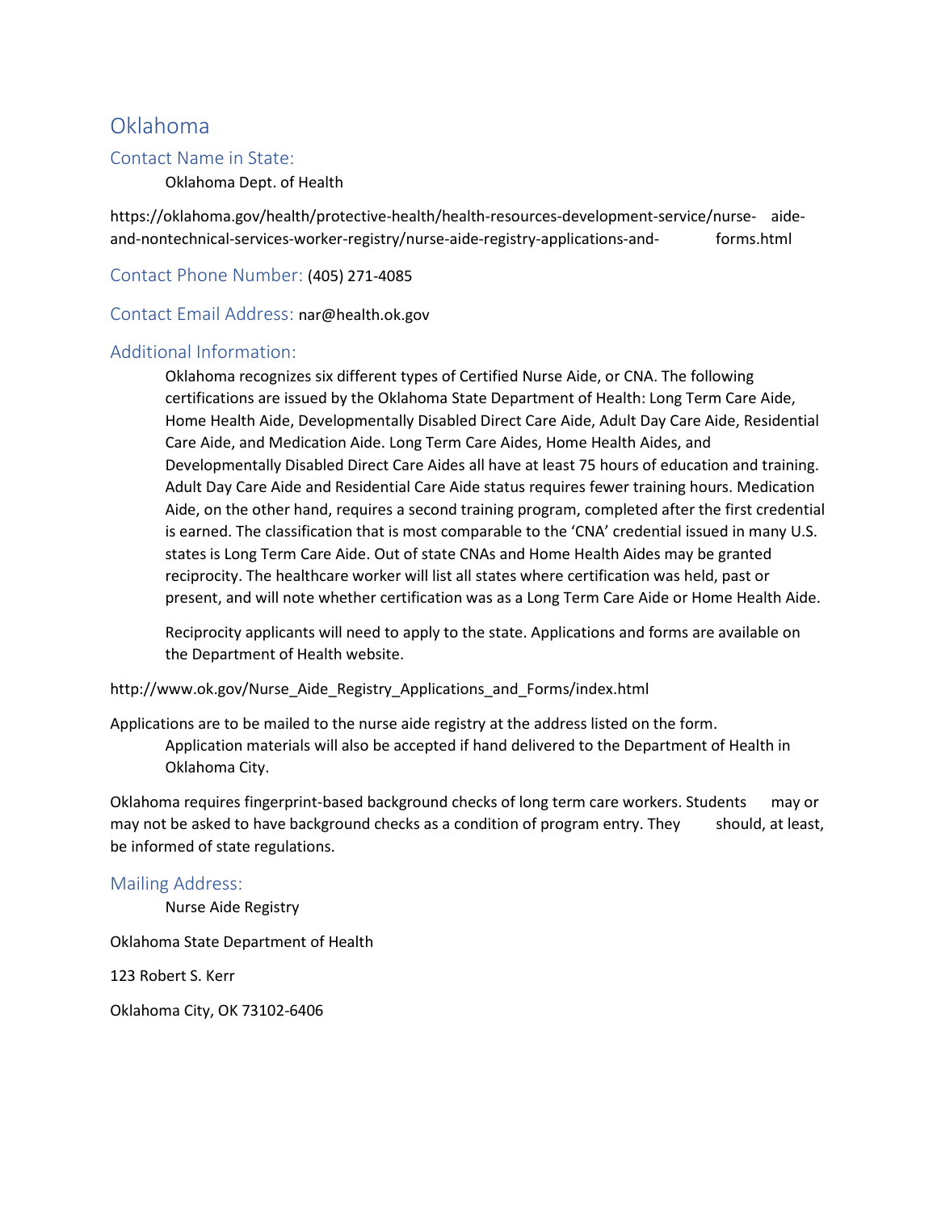# Oklahoma

## Contact Name in State:

Oklahoma Dept. of Health

https://oklahoma.gov/health/protective-health/health-resources-development-service/nurse-aide-and-nontechnical-services-worker-registry/nurse-aide-registry-applications-and-forms.html

## Contact Phone Number: (405) 271-4085

## Contact Email Address: nar@health.ok.gov

## Additional Information:

Oklahoma recognizes six different types of Certified Nurse Aide, or CNA. The following certifications are issued by the Oklahoma State Department of Health: Long Term Care Aide, Home Health Aide, Developmentally Disabled Direct Care Aide, Adult Day Care Aide, Residential Care Aide, and Medication Aide. Long Term Care Aides, Home Health Aides, and Developmentally Disabled Direct Care Aides all have at least 75 hours of education and training. Adult Day Care Aide and Residential Care Aide status requires fewer training hours. Medication Aide, on the other hand, requires a second training program, completed after the first credential is earned. The classification that is most comparable to the 'CNA' credential issued in many U.S. states is Long Term Care Aide. Out of state CNAs and Home Health Aides may be granted reciprocity. The healthcare worker will list all states where certification was held, past or present, and will note whether certification was as a Long Term Care Aide or Home Health Aide.

Reciprocity applicants will need to apply to the state. Applications and forms are available on the Department of Health website.

http://www.ok.gov/Nurse_Aide_Registry_Applications_and_Forms/index.html

Applications are to be mailed to the nurse aide registry at the address listed on the form. Application materials will also be accepted if hand delivered to the Department of Health in Oklahoma City.

Oklahoma requires fingerprint-based background checks of long term care workers. Students may or may not be asked to have background checks as a condition of program entry. They should, at least, be informed of state regulations.

## Mailing Address:

Nurse Aide Registry

Oklahoma State Department of Health

123 Robert S. Kerr

Oklahoma City, OK 73102-6406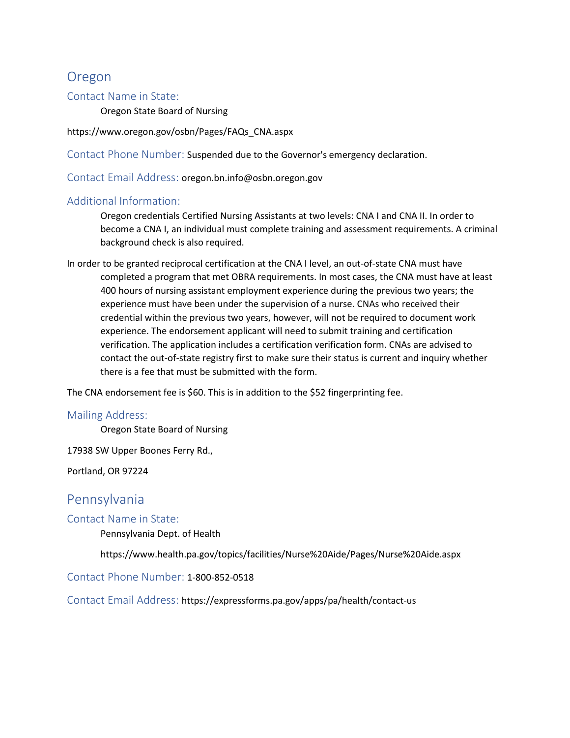## Oregon

### Contact Name in State:

Oregon State Board of Nursing

https://www.oregon.gov/osbn/Pages/FAQs_CNA.aspx

### Contact Phone Number: 
Suspended due to the Governor's emergency declaration.

### Contact Email Address: 
oregon.bn.info@osbn.oregon.gov

### Additional Information:

Oregon credentials Certified Nursing Assistants at two levels: CNA I and CNA II. In order to become a CNA I, an individual must complete training and assessment requirements. A criminal background check is also required.

In order to be granted reciprocal certification at the CNA I level, an out-of-state CNA must have completed a program that met OBRA requirements. In most cases, the CNA must have at least 400 hours of nursing assistant employment experience during the previous two years; the experience must have been under the supervision of a nurse. CNAs who received their credential within the previous two years, however, will not be required to document work experience. The endorsement applicant will need to submit training and certification verification. The application includes a certification verification form. CNAs are advised to contact the out-of-state registry first to make sure their status is current and inquiry whether there is a fee that must be submitted with the form.

The CNA endorsement fee is $60. This is in addition to the $52 fingerprinting fee.

### Mailing Address:

Oregon State Board of Nursing

17938 SW Upper Boones Ferry Rd.,

Portland, OR 97224

## Pennsylvania

### Contact Name in State:

Pennsylvania Dept. of Health

https://www.health.pa.gov/topics/facilities/Nurse%20Aide/Pages/Nurse%20Aide.aspx

### Contact Phone Number: 
1-800-852-0518

### Contact Email Address: 
https://expressforms.pa.gov/apps/pa/health/contact-us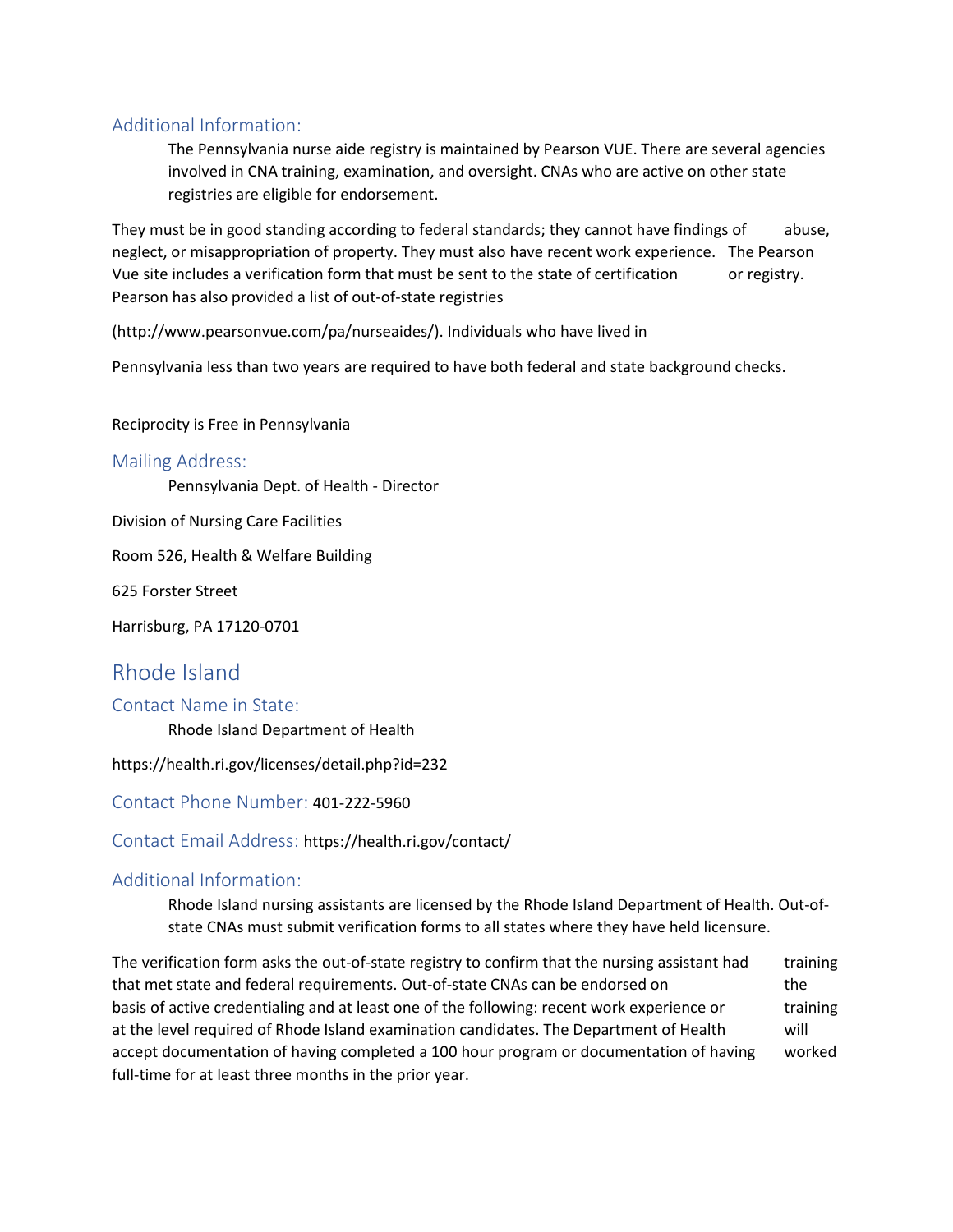### Additional Information:

The Pennsylvania nurse aide registry is maintained by Pearson VUE. There are several agencies involved in CNA training, examination, and oversight. CNAs who are active on other state registries are eligible for endorsement.

They must be in good standing according to federal standards; they cannot have findings of abuse, neglect, or misappropriation of property. They must also have recent work experience. The Pearson Vue site includes a verification form that must be sent to the state of certification or registry. Pearson has also provided a list of out-of-state registries

(http://www.pearsonvue.com/pa/nurseaides/). Individuals who have lived in

Pennsylvania less than two years are required to have both federal and state background checks.

Reciprocity is Free in Pennsylvania

### Mailing Address:

Pennsylvania Dept. of Health - Director

Division of Nursing Care Facilities

Room 526, Health & Welfare Building

625 Forster Street

Harrisburg, PA 17120-0701

## Rhode Island

### Contact Name in State:

Rhode Island Department of Health

https://health.ri.gov/licenses/detail.php?id=232

### Contact Phone Number: 401-222-5960

### Contact Email Address: https://health.ri.gov/contact/

### Additional Information:

Rhode Island nursing assistants are licensed by the Rhode Island Department of Health. Out-of-state CNAs must submit verification forms to all states where they have held licensure.

The verification form asks the out-of-state registry to confirm that the nursing assistant had training that met state and federal requirements. Out-of-state CNAs can be endorsed on the basis of active credentialing and at least one of the following: recent work experience or training at the level required of Rhode Island examination candidates. The Department of Health will accept documentation of having completed a 100 hour program or documentation of having worked full-time for at least three months in the prior year.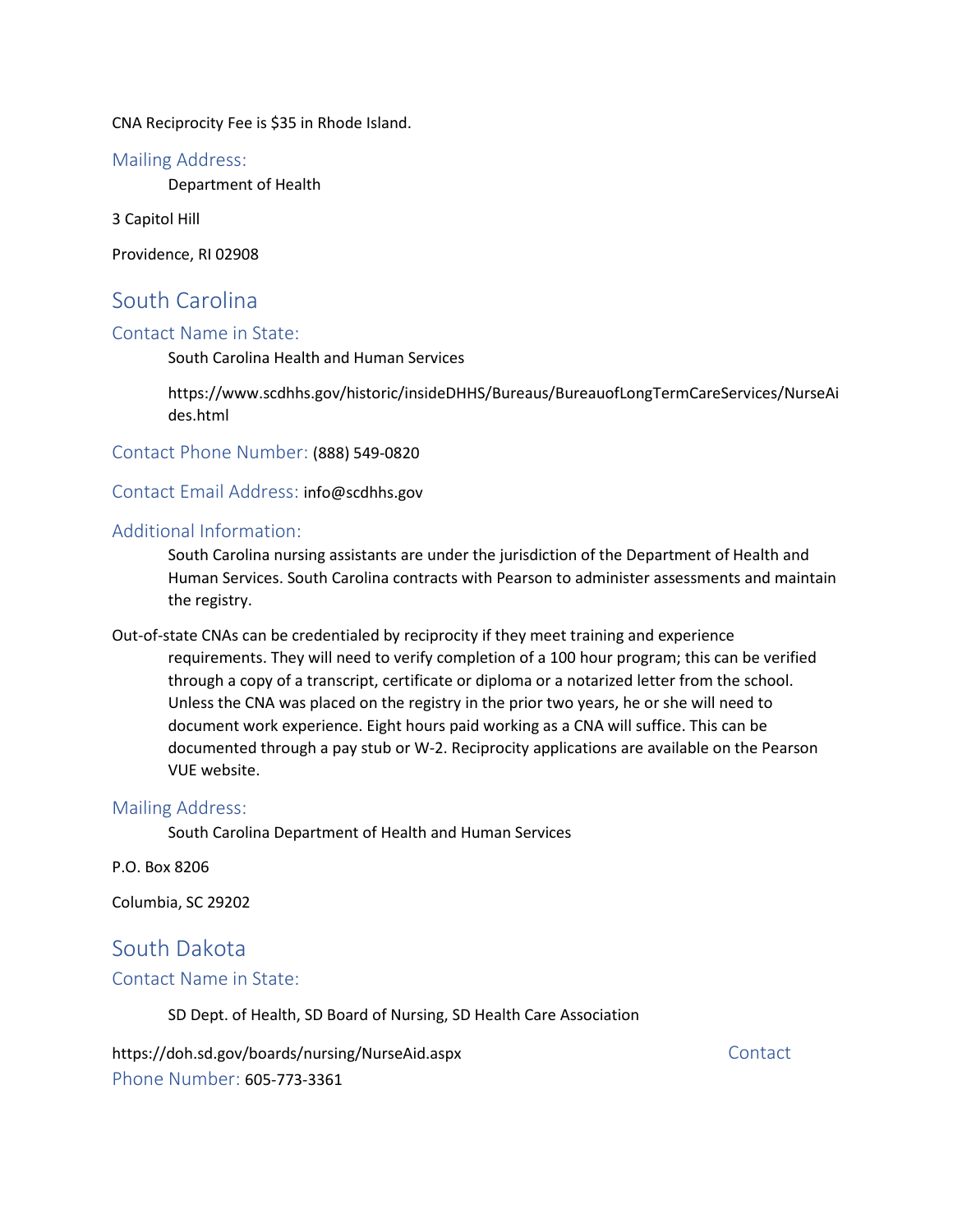CNA Reciprocity Fee is $35 in Rhode Island.

### Mailing Address:

Department of Health

3 Capitol Hill

Providence, RI 02908

## South Carolina

### Contact Name in State:

South Carolina Health and Human Services

https://www.scdhhs.gov/historic/insideDHHS/Bureaus/BureauofLongTermCareServices/NurseAides.html

### Contact Phone Number: (888) 549-0820

### Contact Email Address: info@scdhhs.gov

### Additional Information:

South Carolina nursing assistants are under the jurisdiction of the Department of Health and Human Services. South Carolina contracts with Pearson to administer assessments and maintain the registry.

Out-of-state CNAs can be credentialed by reciprocity if they meet training and experience requirements. They will need to verify completion of a 100 hour program; this can be verified through a copy of a transcript, certificate or diploma or a notarized letter from the school. Unless the CNA was placed on the registry in the prior two years, he or she will need to document work experience. Eight hours paid working as a CNA will suffice. This can be documented through a pay stub or W-2. Reciprocity applications are available on the Pearson VUE website.

### Mailing Address:

South Carolina Department of Health and Human Services

P.O. Box 8206

Columbia, SC 29202

## South Dakota

### Contact Name in State:

SD Dept. of Health, SD Board of Nursing, SD Health Care Association

https://doh.sd.gov/boards/nursing/NurseAid.aspx

### Contact Phone Number: 605-773-3361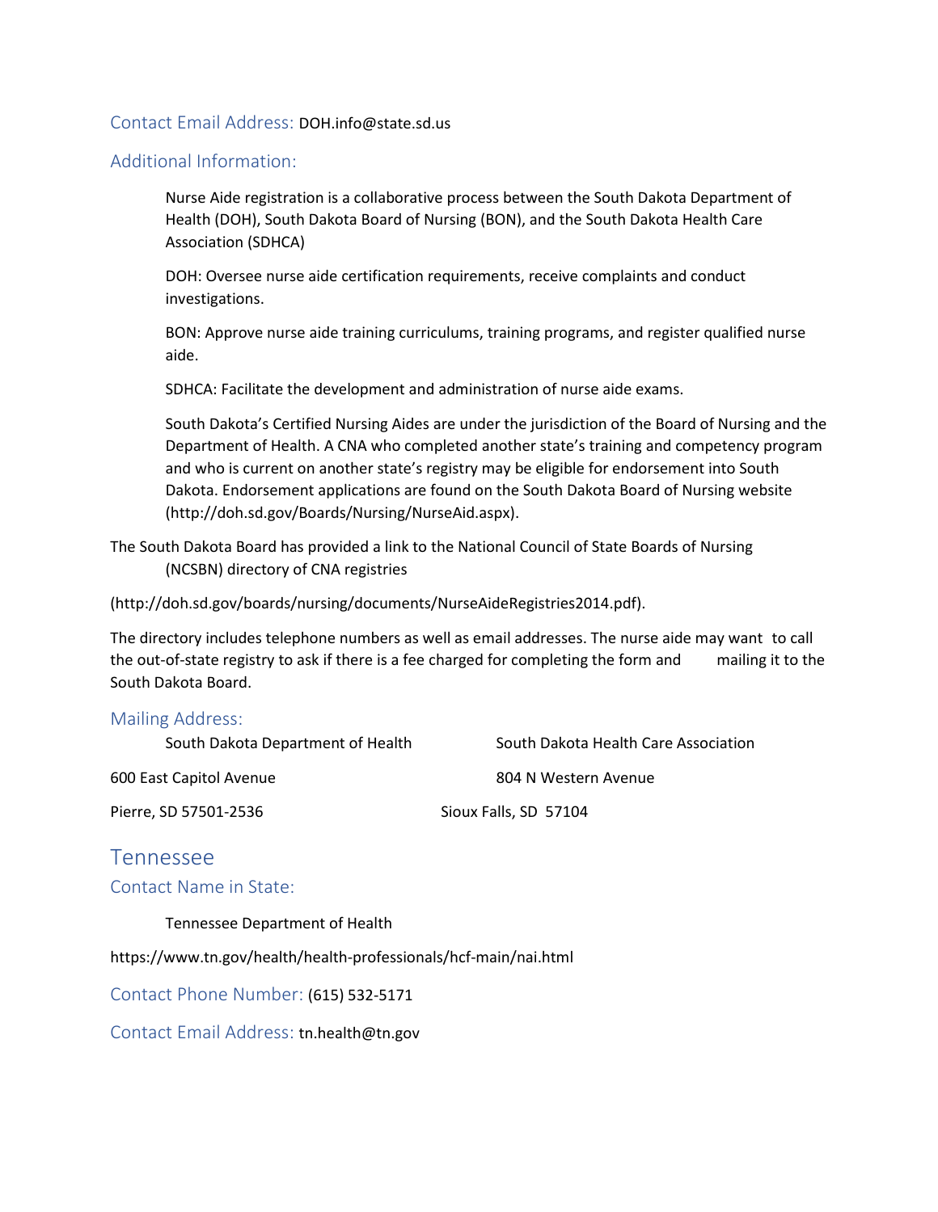### Contact Email Address: DOH.info@state.sd.us

### Additional Information:

Nurse Aide registration is a collaborative process between the South Dakota Department of Health (DOH), South Dakota Board of Nursing (BON), and the South Dakota Health Care Association (SDHCA)

DOH: Oversee nurse aide certification requirements, receive complaints and conduct investigations.

BON: Approve nurse aide training curriculums, training programs, and register qualified nurse aide.

SDHCA: Facilitate the development and administration of nurse aide exams.

South Dakota's Certified Nursing Aides are under the jurisdiction of the Board of Nursing and the Department of Health. A CNA who completed another state's training and competency program and who is current on another state's registry may be eligible for endorsement into South Dakota. Endorsement applications are found on the South Dakota Board of Nursing website (http://doh.sd.gov/Boards/Nursing/NurseAid.aspx).

The South Dakota Board has provided a link to the National Council of State Boards of Nursing (NCSBN) directory of CNA registries

(http://doh.sd.gov/boards/nursing/documents/NurseAideRegistries2014.pdf).

The directory includes telephone numbers as well as email addresses. The nurse aide may want to call the out-of-state registry to ask if there is a fee charged for completing the form and mailing it to the South Dakota Board.

### Mailing Address:

South Dakota Department of Health
600 East Capitol Avenue
Pierre, SD 57501-2536

South Dakota Health Care Association
804 N Western Avenue
Sioux Falls, SD 57104

## Tennessee

### Contact Name in State:

Tennessee Department of Health

https://www.tn.gov/health/health-professionals/hcf-main/nai.html

### Contact Phone Number: (615) 532-5171

### Contact Email Address: tn.health@tn.gov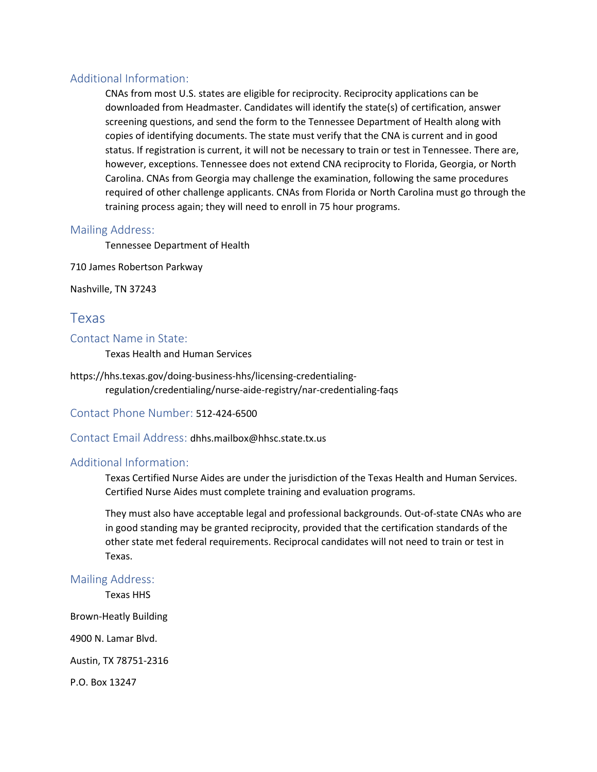### Additional Information:

CNAs from most U.S. states are eligible for reciprocity. Reciprocity applications can be downloaded from Headmaster. Candidates will identify the state(s) of certification, answer screening questions, and send the form to the Tennessee Department of Health along with copies of identifying documents. The state must verify that the CNA is current and in good status. If registration is current, it will not be necessary to train or test in Tennessee. There are, however, exceptions. Tennessee does not extend CNA reciprocity to Florida, Georgia, or North Carolina. CNAs from Georgia may challenge the examination, following the same procedures required of other challenge applicants. CNAs from Florida or North Carolina must go through the training process again; they will need to enroll in 75 hour programs.

### Mailing Address:

Tennessee Department of Health

710 James Robertson Parkway

Nashville, TN 37243

## Texas

### Contact Name in State:

Texas Health and Human Services

https://hhs.texas.gov/doing-business-hhs/licensing-credentialing-regulation/credentialing/nurse-aide-registry/nar-credentialing-faqs

### Contact Phone Number: 512-424-6500

### Contact Email Address: dhhs.mailbox@hhsc.state.tx.us

### Additional Information:

Texas Certified Nurse Aides are under the jurisdiction of the Texas Health and Human Services. Certified Nurse Aides must complete training and evaluation programs.

They must also have acceptable legal and professional backgrounds. Out-of-state CNAs who are in good standing may be granted reciprocity, provided that the certification standards of the other state met federal requirements. Reciprocal candidates will not need to train or test in Texas.

### Mailing Address:

Texas HHS

Brown-Heatly Building

4900 N. Lamar Blvd.

Austin, TX 78751-2316

P.O. Box 13247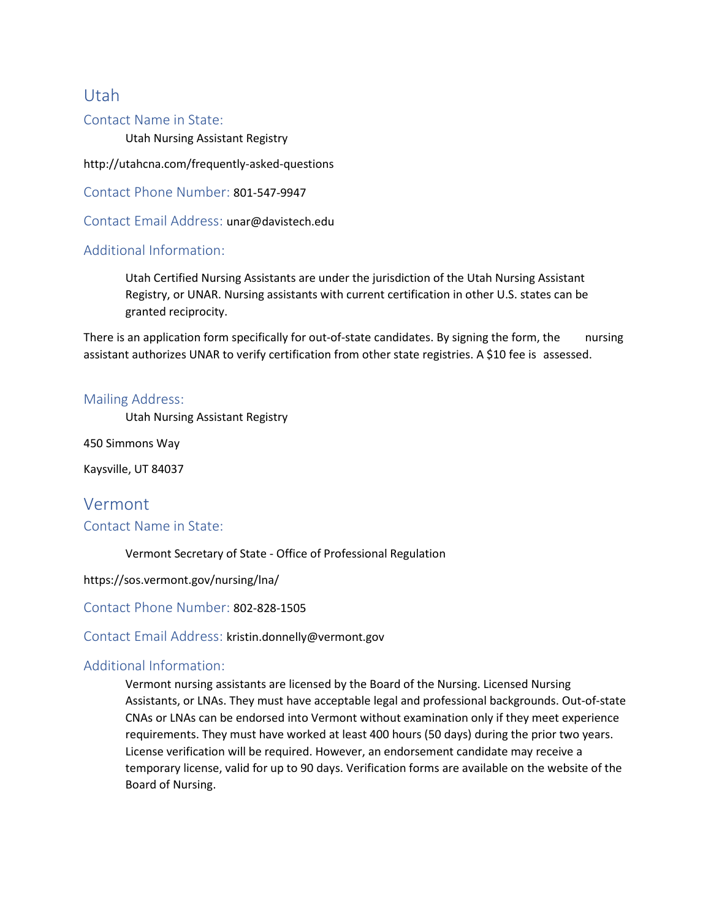## Utah

### Contact Name in State:

Utah Nursing Assistant Registry

http://utahcna.com/frequently-asked-questions

### Contact Phone Number: 801-547-9947

### Contact Email Address: unar@davistech.edu

### Additional Information:

Utah Certified Nursing Assistants are under the jurisdiction of the Utah Nursing Assistant Registry, or UNAR. Nursing assistants with current certification in other U.S. states can be granted reciprocity.

There is an application form specifically for out-of-state candidates. By signing the form, the nursing assistant authorizes UNAR to verify certification from other state registries. A $10 fee is assessed.

### Mailing Address:

Utah Nursing Assistant Registry

450 Simmons Way

Kaysville, UT 84037

## Vermont

### Contact Name in State:

Vermont Secretary of State - Office of Professional Regulation

https://sos.vermont.gov/nursing/lna/

### Contact Phone Number: 802-828-1505

### Contact Email Address: kristin.donnelly@vermont.gov

### Additional Information:

Vermont nursing assistants are licensed by the Board of the Nursing. Licensed Nursing Assistants, or LNAs. They must have acceptable legal and professional backgrounds. Out-of-state CNAs or LNAs can be endorsed into Vermont without examination only if they meet experience requirements. They must have worked at least 400 hours (50 days) during the prior two years. License verification will be required. However, an endorsement candidate may receive a temporary license, valid for up to 90 days. Verification forms are available on the website of the Board of Nursing.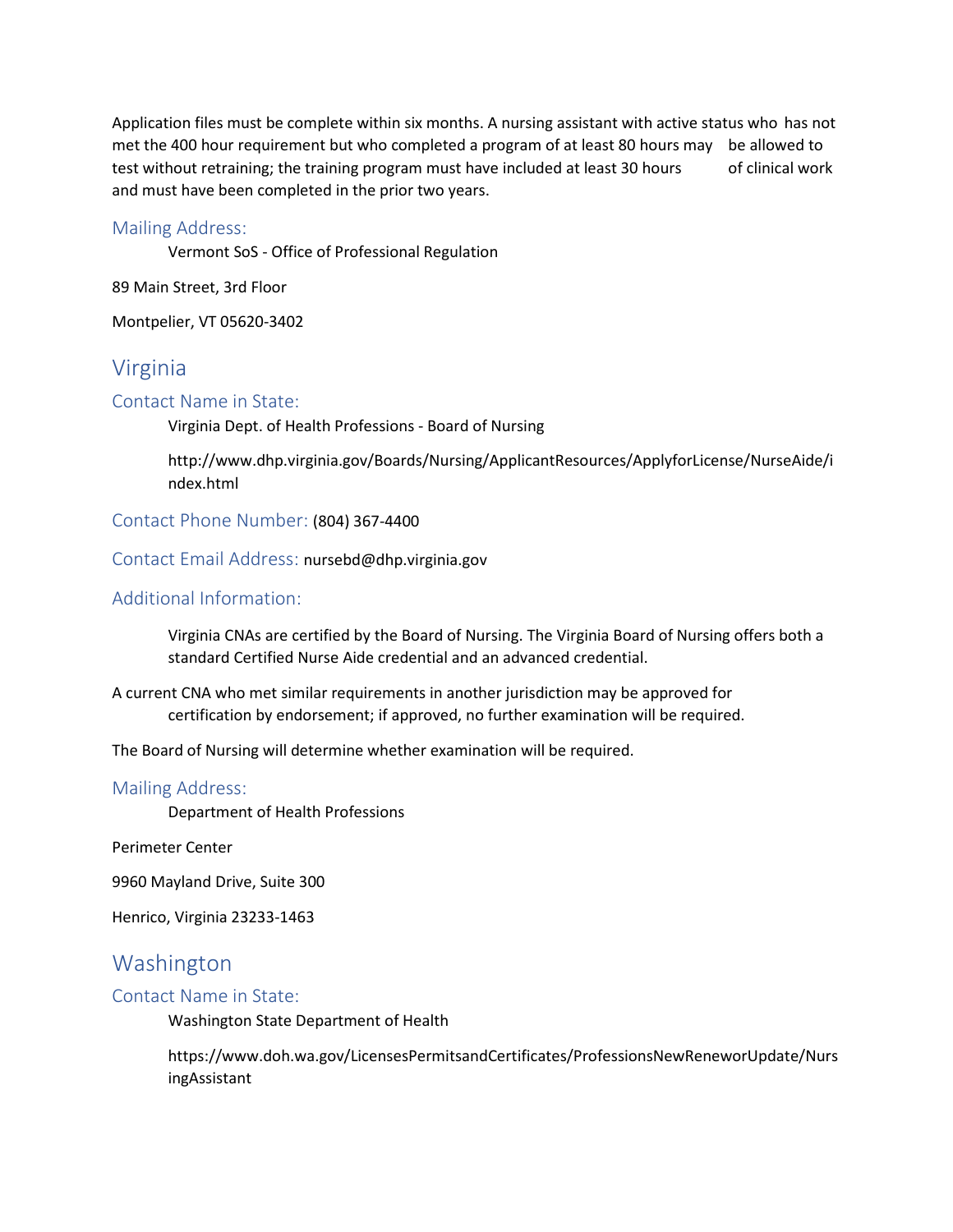Application files must be complete within six months. A nursing assistant with active status who has not met the 400 hour requirement but who completed a program of at least 80 hours may be allowed to test without retraining; the training program must have included at least 30 hours of clinical work and must have been completed in the prior two years.

### Mailing Address:

Vermont SoS - Office of Professional Regulation

89 Main Street, 3rd Floor

Montpelier, VT 05620-3402

## Virginia

### Contact Name in State:

Virginia Dept. of Health Professions - Board of Nursing

http://www.dhp.virginia.gov/Boards/Nursing/ApplicantResources/ApplyforLicense/NurseAide/index.html

### Contact Phone Number: (804) 367-4400

### Contact Email Address: nursebd@dhp.virginia.gov

### Additional Information:

Virginia CNAs are certified by the Board of Nursing. The Virginia Board of Nursing offers both a standard Certified Nurse Aide credential and an advanced credential.

A current CNA who met similar requirements in another jurisdiction may be approved for certification by endorsement; if approved, no further examination will be required.

The Board of Nursing will determine whether examination will be required.

### Mailing Address:

Department of Health Professions

Perimeter Center

9960 Mayland Drive, Suite 300

Henrico, Virginia 23233-1463

## Washington

### Contact Name in State:

Washington State Department of Health

https://www.doh.wa.gov/LicensesPermitsandCertificates/ProfessionsNewReneworUpdate/NursingAssistant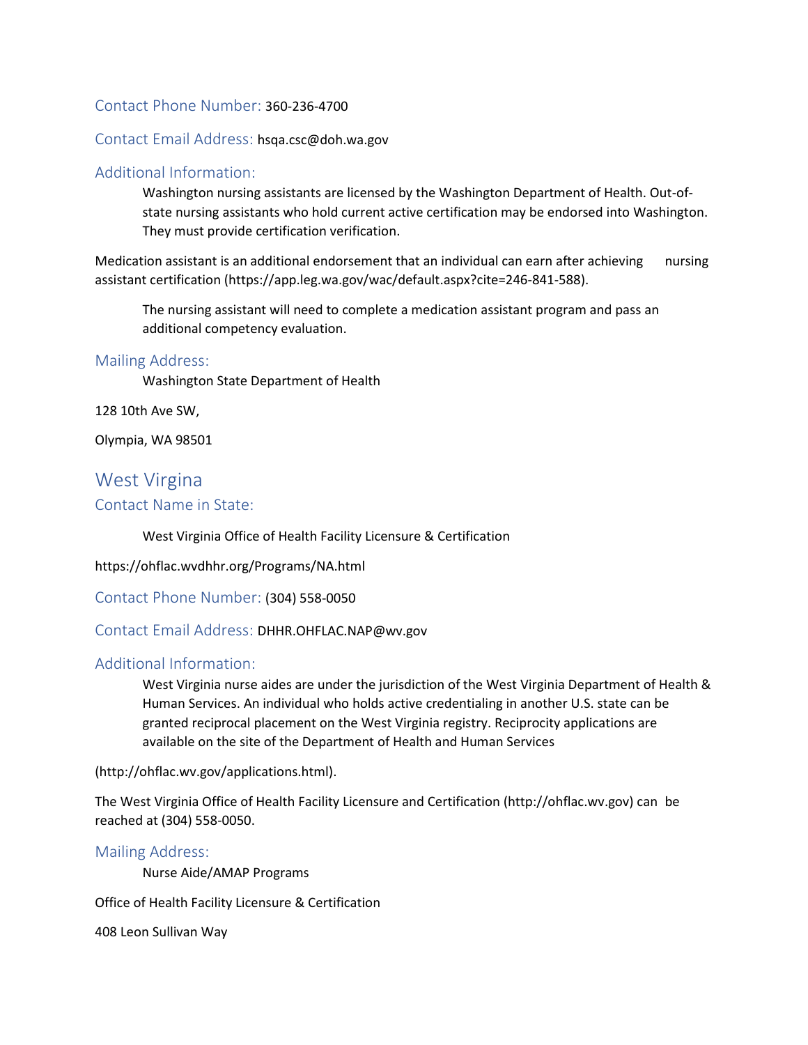### Contact Phone Number: 360-236-4700

### Contact Email Address: hsqa.csc@doh.wa.gov

### Additional Information:

Washington nursing assistants are licensed by the Washington Department of Health. Out-of-state nursing assistants who hold current active certification may be endorsed into Washington. They must provide certification verification.

Medication assistant is an additional endorsement that an individual can earn after achieving nursing assistant certification (https://app.leg.wa.gov/wac/default.aspx?cite=246-841-588).

The nursing assistant will need to complete a medication assistant program and pass an additional competency evaluation.

### Mailing Address:

Washington State Department of Health

128 10th Ave SW,

Olympia, WA 98501

## West Virgina

### Contact Name in State:

West Virginia Office of Health Facility Licensure & Certification

https://ohflac.wvdhhr.org/Programs/NA.html

### Contact Phone Number: (304) 558-0050

### Contact Email Address: DHHR.OHFLAC.NAP@wv.gov

### Additional Information:

West Virginia nurse aides are under the jurisdiction of the West Virginia Department of Health & Human Services. An individual who holds active credentialing in another U.S. state can be granted reciprocal placement on the West Virginia registry. Reciprocity applications are available on the site of the Department of Health and Human Services

(http://ohflac.wv.gov/applications.html).

The West Virginia Office of Health Facility Licensure and Certification (http://ohflac.wv.gov) can be reached at (304) 558-0050.

### Mailing Address:

Nurse Aide/AMAP Programs

Office of Health Facility Licensure & Certification

408 Leon Sullivan Way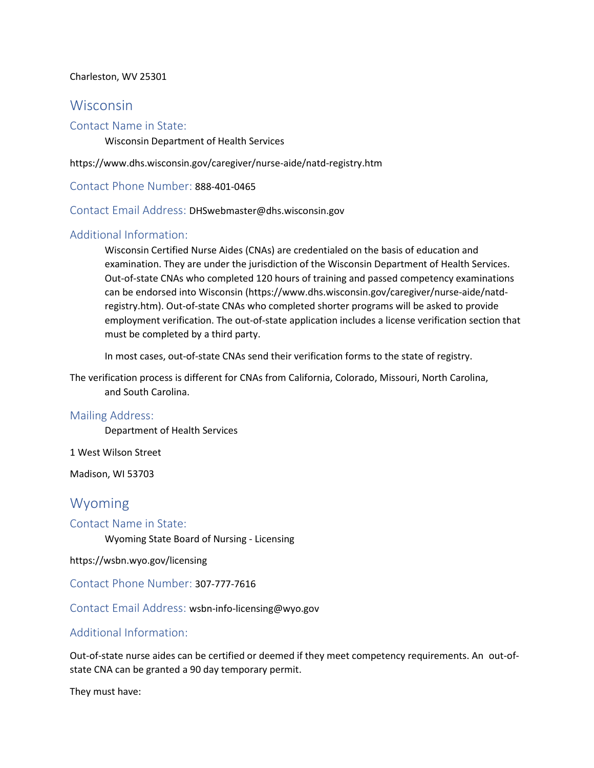Charleston, WV 25301

## Wisconsin

### Contact Name in State:

Wisconsin Department of Health Services

https://www.dhs.wisconsin.gov/caregiver/nurse-aide/natd-registry.htm

### Contact Phone Number: 888-401-0465

### Contact Email Address: DHSwebmaster@dhs.wisconsin.gov

### Additional Information:

Wisconsin Certified Nurse Aides (CNAs) are credentialed on the basis of education and examination. They are under the jurisdiction of the Wisconsin Department of Health Services. Out-of-state CNAs who completed 120 hours of training and passed competency examinations can be endorsed into Wisconsin (https://www.dhs.wisconsin.gov/caregiver/nurse-aide/natd-registry.htm). Out-of-state CNAs who completed shorter programs will be asked to provide employment verification. The out-of-state application includes a license verification section that must be completed by a third party.

In most cases, out-of-state CNAs send their verification forms to the state of registry.

The verification process is different for CNAs from California, Colorado, Missouri, North Carolina, and South Carolina.

### Mailing Address:

Department of Health Services

1 West Wilson Street

Madison, WI 53703

## Wyoming

### Contact Name in State:

Wyoming State Board of Nursing - Licensing

https://wsbn.wyo.gov/licensing

### Contact Phone Number: 307-777-7616

### Contact Email Address: wsbn-info-licensing@wyo.gov

### Additional Information:

Out-of-state nurse aides can be certified or deemed if they meet competency requirements. An out-of-state CNA can be granted a 90 day temporary permit.

They must have: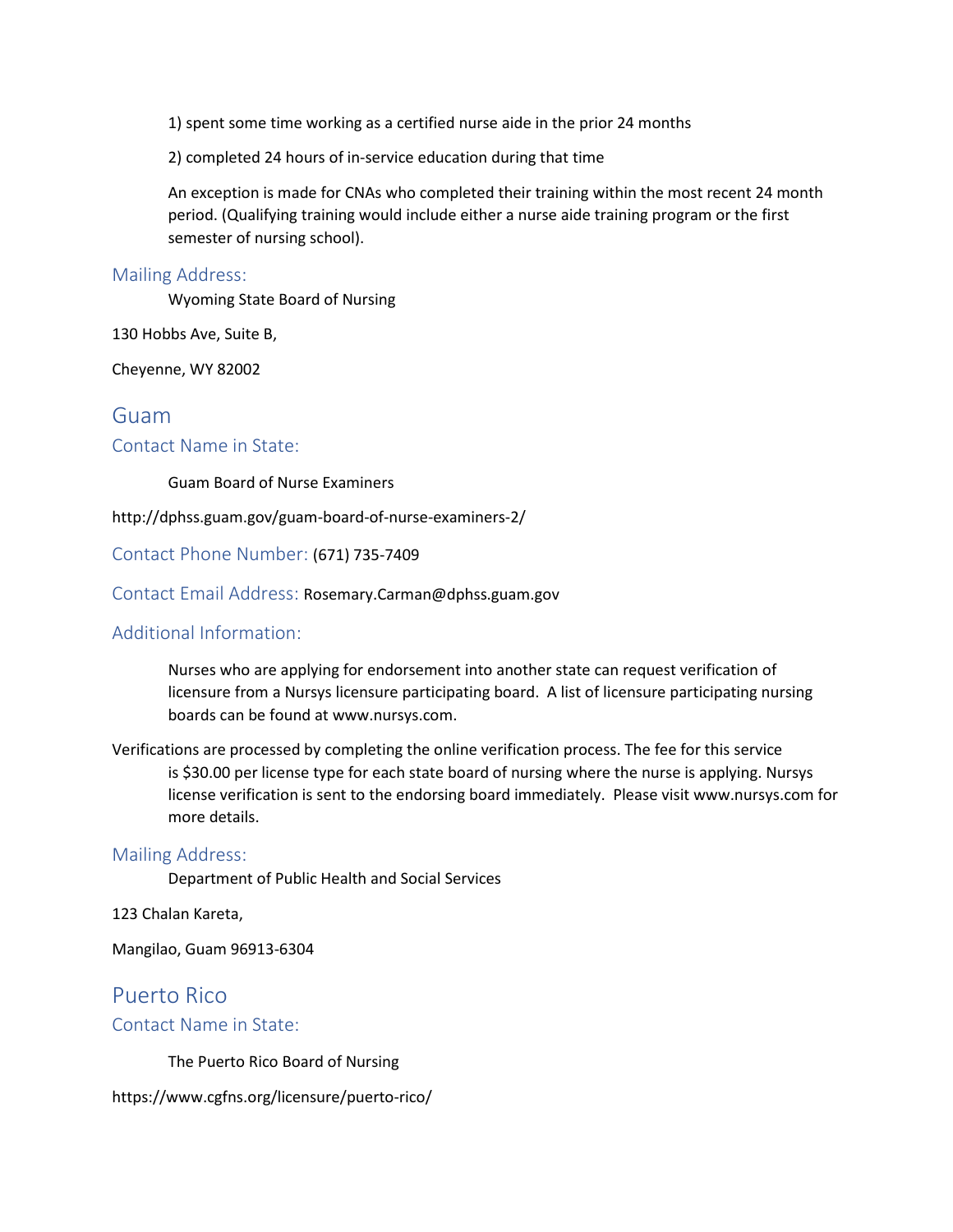1) spent some time working as a certified nurse aide in the prior 24 months

2) completed 24 hours of in-service education during that time

An exception is made for CNAs who completed their training within the most recent 24 month period. (Qualifying training would include either a nurse aide training program or the first semester of nursing school).

### Mailing Address:

Wyoming State Board of Nursing

130 Hobbs Ave, Suite B,

Cheyenne, WY 82002

## Guam

### Contact Name in State:

Guam Board of Nurse Examiners

http://dphss.guam.gov/guam-board-of-nurse-examiners-2/

### Contact Phone Number: (671) 735-7409

### Contact Email Address: Rosemary.Carman@dphss.guam.gov

### Additional Information:

Nurses who are applying for endorsement into another state can request verification of licensure from a Nursys licensure participating board. A list of licensure participating nursing boards can be found at www.nursys.com.

Verifications are processed by completing the online verification process. The fee for this service is $30.00 per license type for each state board of nursing where the nurse is applying. Nursys license verification is sent to the endorsing board immediately. Please visit www.nursys.com for more details.

### Mailing Address:

Department of Public Health and Social Services

123 Chalan Kareta,

Mangilao, Guam 96913-6304

## Puerto Rico

### Contact Name in State:

The Puerto Rico Board of Nursing

https://www.cgfns.org/licensure/puerto-rico/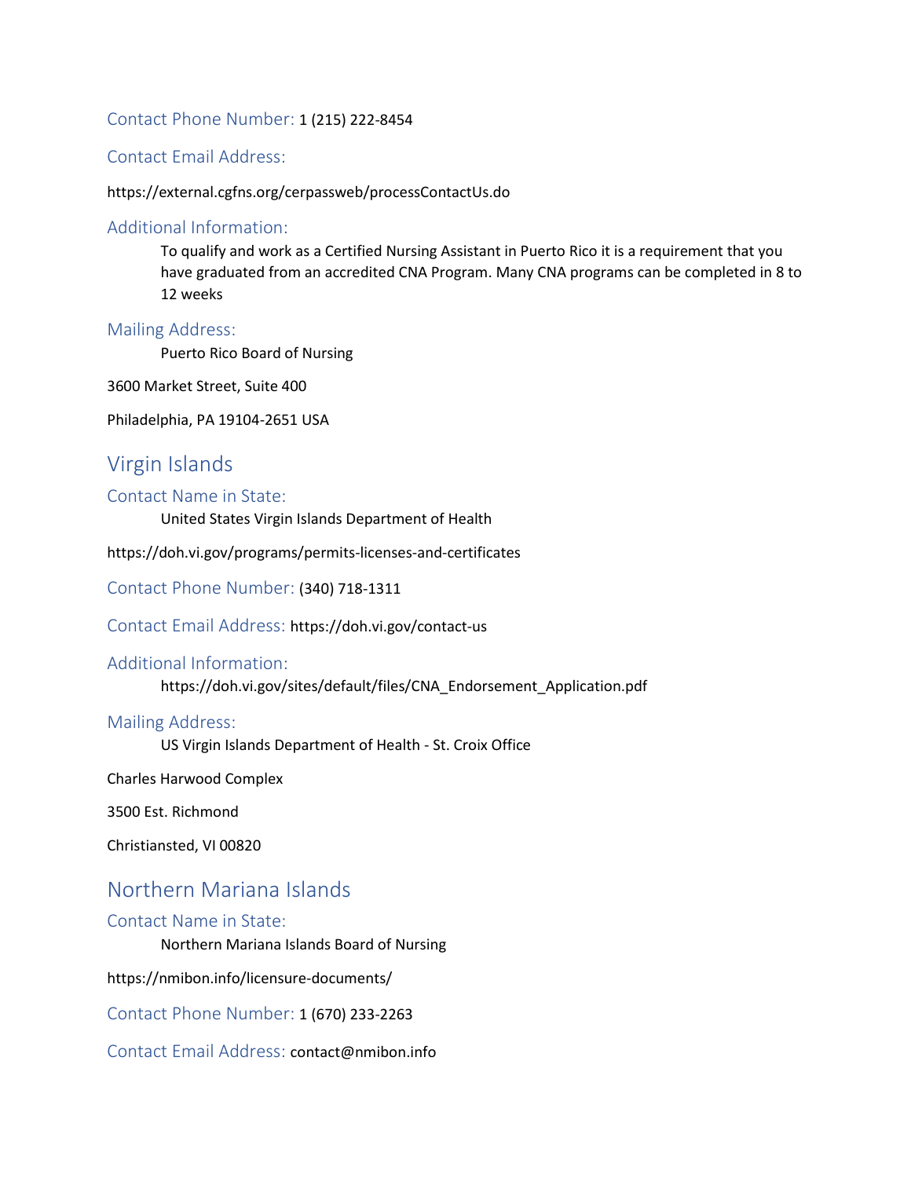### Contact Phone Number: 1 (215) 222-8454

### Contact Email Address:

https://external.cgfns.org/cerpassweb/processContactUs.do

### Additional Information:

To qualify and work as a Certified Nursing Assistant in Puerto Rico it is a requirement that you have graduated from an accredited CNA Program. Many CNA programs can be completed in 8 to 12 weeks

### Mailing Address:

Puerto Rico Board of Nursing

3600 Market Street, Suite 400

Philadelphia, PA 19104-2651 USA

## Virgin Islands

### Contact Name in State:

United States Virgin Islands Department of Health

https://doh.vi.gov/programs/permits-licenses-and-certificates

### Contact Phone Number: (340) 718-1311

### Contact Email Address: https://doh.vi.gov/contact-us

### Additional Information:

https://doh.vi.gov/sites/default/files/CNA_Endorsement_Application.pdf

### Mailing Address:

US Virgin Islands Department of Health - St. Croix Office

Charles Harwood Complex

3500 Est. Richmond

Christiansted, VI 00820

## Northern Mariana Islands

### Contact Name in State:

Northern Mariana Islands Board of Nursing

https://nmibon.info/licensure-documents/

### Contact Phone Number: 1 (670) 233-2263

### Contact Email Address: contact@nmibon.info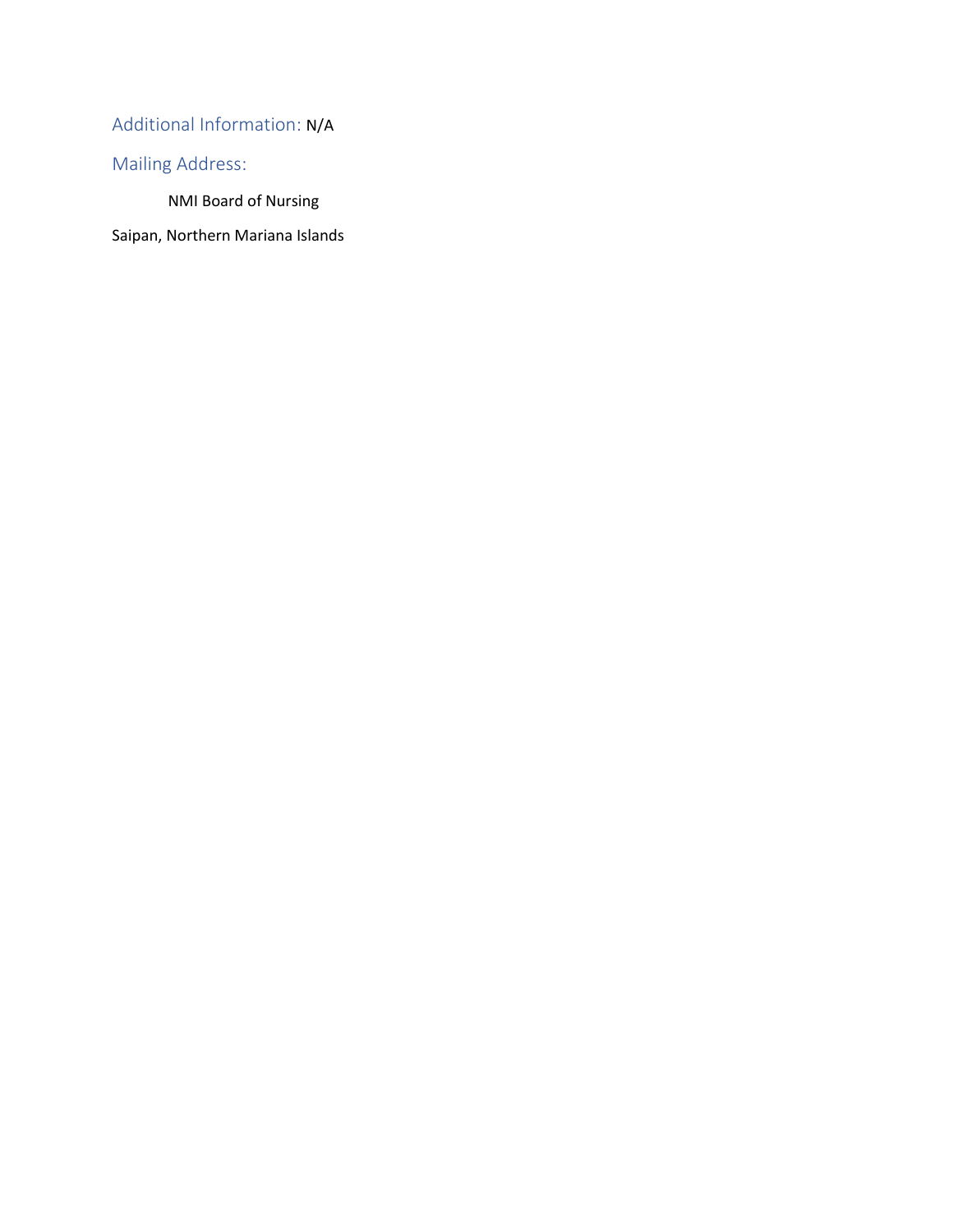## Additional Information: N/A

## Mailing Address:

NMI Board of Nursing

Saipan, Northern Mariana Islands